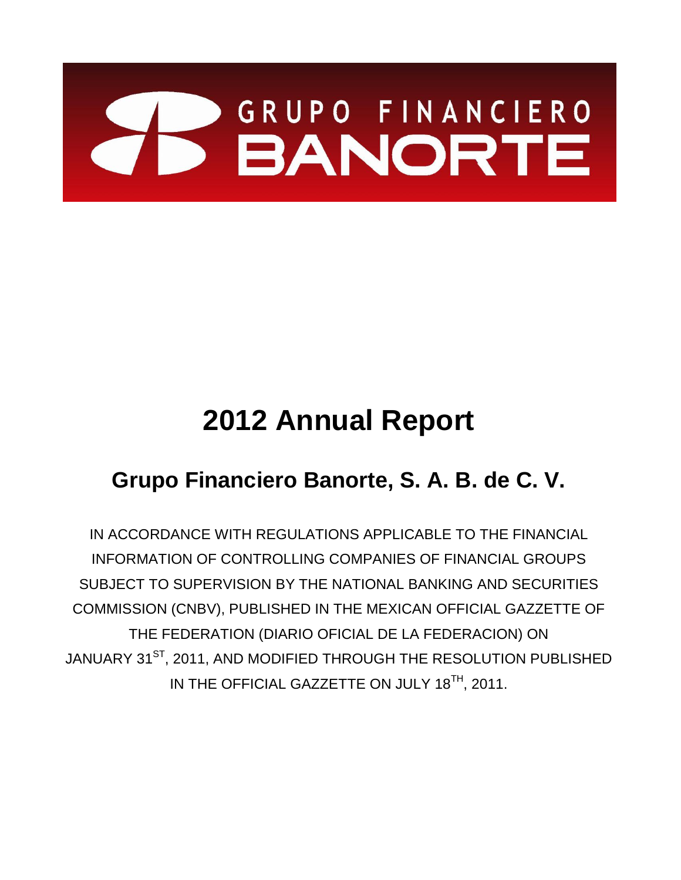GRUPO FINANCIERO BANORTE

# 2012 Annual Report

## Grupo Financiero Banorte, S. A. B. de C. V.

IN ACCORDANCE WITH REGULATIONS APPLICABLE TO THE FINANCIAL INFORMATION OF CONTROLLING COMPANIES OF FINANCIAL GROUPS SUBJECT TO SUPERVISION BY THE NATIONAL BANKING AND SECURITIES COMMISSION (CNBV), PUBLISHED IN THE MEXICAN OFFICIAL GAZZETTE OF THE FEDERATION (DIARIO OFICIAL DE LA FEDERACION) ON JANUARY 31ST, 2011, AND MODIFIED THROUGH THE RESOLUTION PUBLISHED IN THE OFFICIAL GAZZETTE ON JULY 18TH, 2011.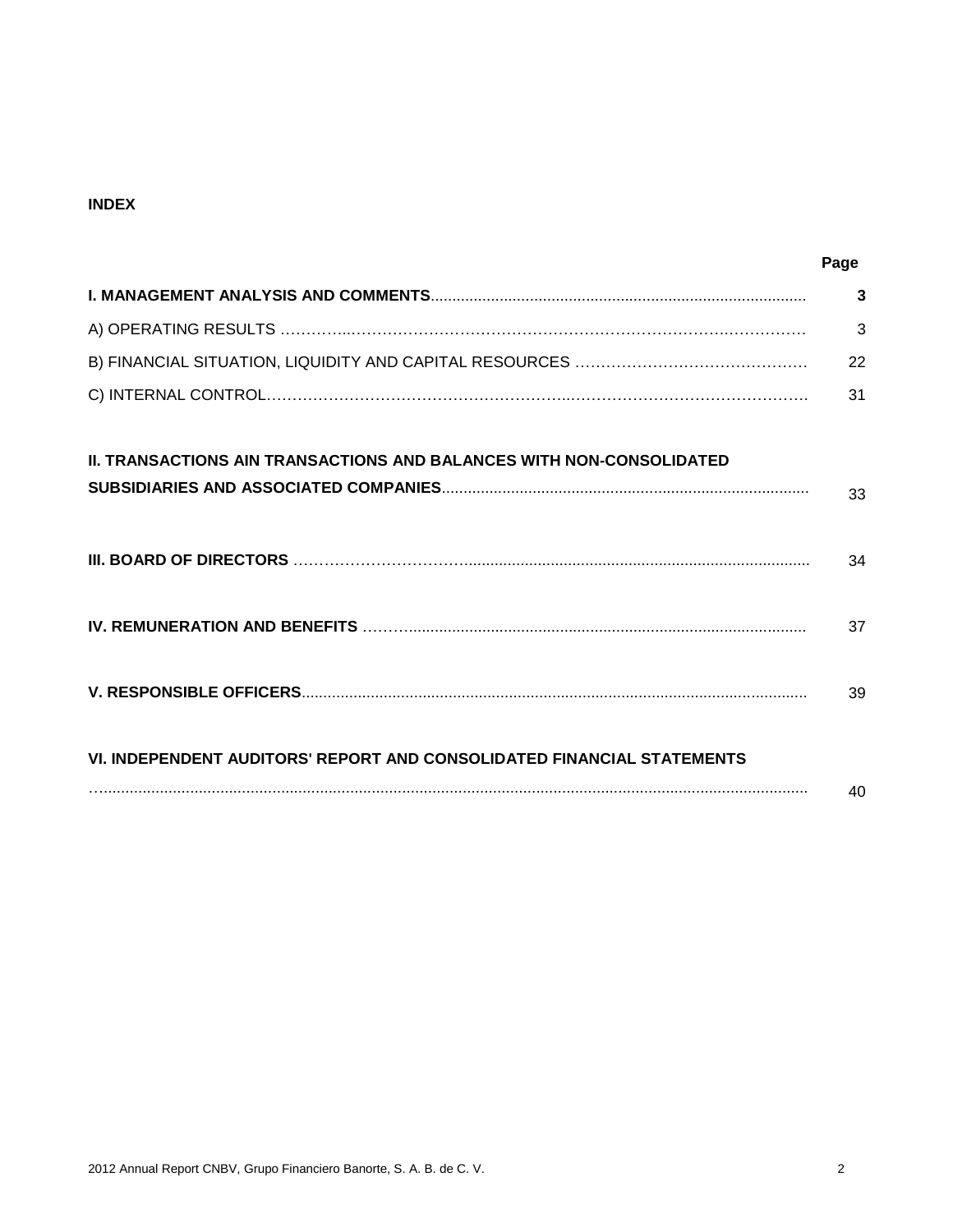**INDEX**

| | Page |
|---|---|
| **I. MANAGEMENT ANALYSIS AND COMMENTS** | **3** |
| A) OPERATING RESULTS | 3 |
| B) FINANCIAL SITUATION, LIQUIDITY AND CAPITAL RESOURCES | 22 |
| C) INTERNAL CONTROL | 31 |
| **II. TRANSACTIONS AIN TRANSACTIONS AND BALANCES WITH NON-CONSOLIDATED SUBSIDIARIES AND ASSOCIATED COMPANIES** | 33 |
| **III. BOARD OF DIRECTORS** | 34 |
| **IV. REMUNERATION AND BENEFITS** | 37 |
| **V. RESPONSIBLE OFFICERS** | 39 |
| **VI. INDEPENDENT AUDITORS' REPORT AND CONSOLIDATED FINANCIAL STATEMENTS** | 40 |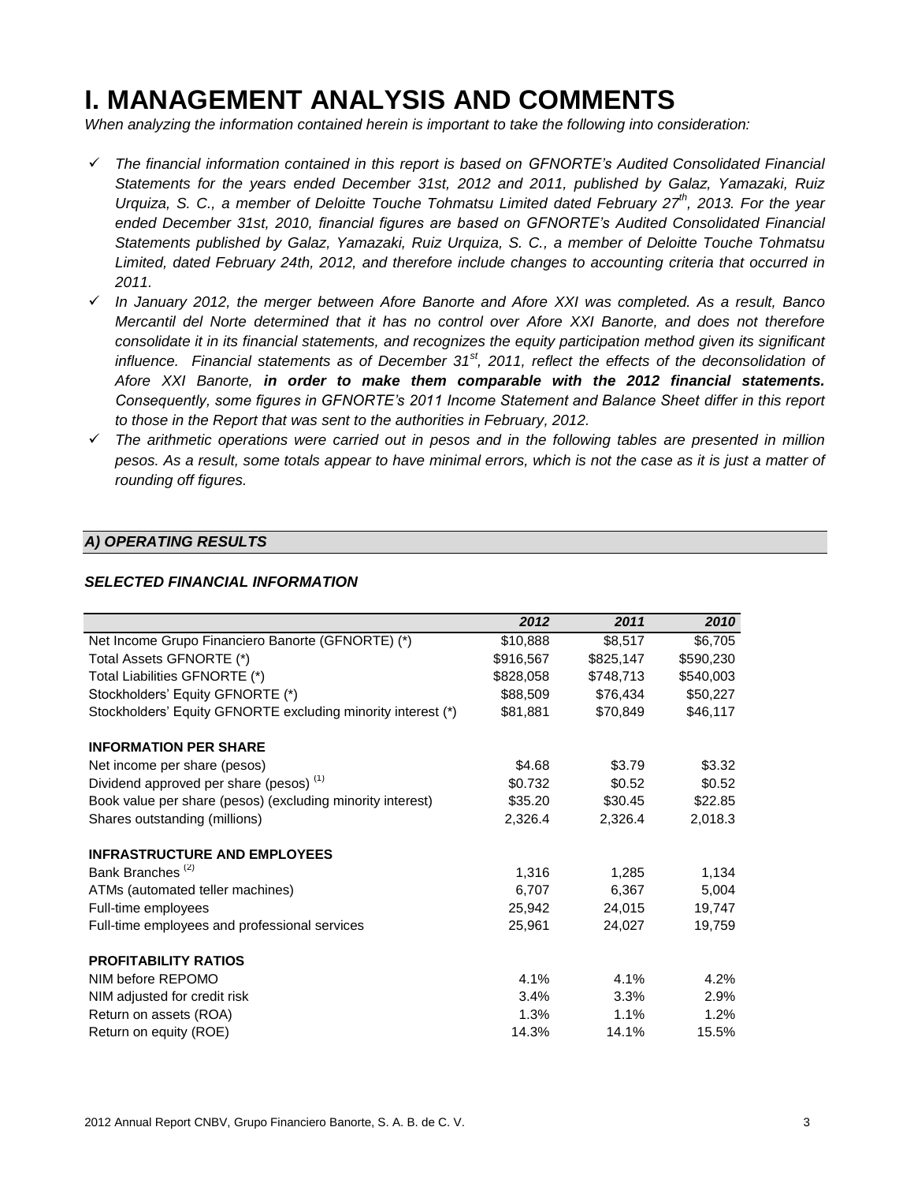# I. MANAGEMENT ANALYSIS AND COMMENTS

*When analyzing the information contained herein is important to take the following into consideration:*

- *The financial information contained in this report is based on GFNORTE's Audited Consolidated Financial Statements for the years ended December 31st, 2012 and 2011, published by Galaz, Yamazaki, Ruiz Urquiza, S. C., a member of Deloitte Touche Tohmatsu Limited dated February 27th, 2013. For the year ended December 31st, 2010, financial figures are based on GFNORTE's Audited Consolidated Financial Statements published by Galaz, Yamazaki, Ruiz Urquiza, S. C., a member of Deloitte Touche Tohmatsu Limited, dated February 24th, 2012, and therefore include changes to accounting criteria that occurred in 2011.*
- *In January 2012, the merger between Afore Banorte and Afore XXI was completed. As a result, Banco Mercantil del Norte determined that it has no control over Afore XXI Banorte, and does not therefore consolidate it in its financial statements, and recognizes the equity participation method given its significant influence. Financial statements as of December 31st, 2011, reflect the effects of the deconsolidation of Afore XXI Banorte,* ***in order to make them comparable with the 2012 financial statements.*** *Consequently, some figures in GFNORTE's 2011 Income Statement and Balance Sheet differ in this report to those in the Report that was sent to the authorities in February, 2012.*
- *The arithmetic operations were carried out in pesos and in the following tables are presented in million pesos. As a result, some totals appear to have minimal errors, which is not the case as it is just a matter of rounding off figures.*

## *A) OPERATING RESULTS*

### *SELECTED FINANCIAL INFORMATION*

| | *2012* | *2011* | *2010* |
|---|---|---|---|
| Net Income Grupo Financiero Banorte (GFNORTE) (*) | $10,888 | $8,517 | $6,705 |
| Total Assets GFNORTE (*) | $916,567 | $825,147 | $590,230 |
| Total Liabilities GFNORTE (*) | $828,058 | $748,713 | $540,003 |
| Stockholders' Equity GFNORTE (*) | $88,509 | $76,434 | $50,227 |
| Stockholders' Equity GFNORTE excluding minority interest (*) | $81,881 | $70,849 | $46,117 |
| **INFORMATION PER SHARE** | | | |
| Net income per share (pesos) | $4.68 | $3.79 | $3.32 |
| Dividend approved per share (pesos) (1) | $0.732 | $0.52 | $0.52 |
| Book value per share (pesos) (excluding minority interest) | $35.20 | $30.45 | $22.85 |
| Shares outstanding (millions) | 2,326.4 | 2,326.4 | 2,018.3 |
| **INFRASTRUCTURE AND EMPLOYEES** | | | |
| Bank Branches (2) | 1,316 | 1,285 | 1,134 |
| ATMs (automated teller machines) | 6,707 | 6,367 | 5,004 |
| Full-time employees | 25,942 | 24,015 | 19,747 |
| Full-time employees and professional services | 25,961 | 24,027 | 19,759 |
| **PROFITABILITY RATIOS** | | | |
| NIM before REPOMO | 4.1% | 4.1% | 4.2% |
| NIM adjusted for credit risk | 3.4% | 3.3% | 2.9% |
| Return on assets (ROA) | 1.3% | 1.1% | 1.2% |
| Return on equity (ROE) | 14.3% | 14.1% | 15.5% |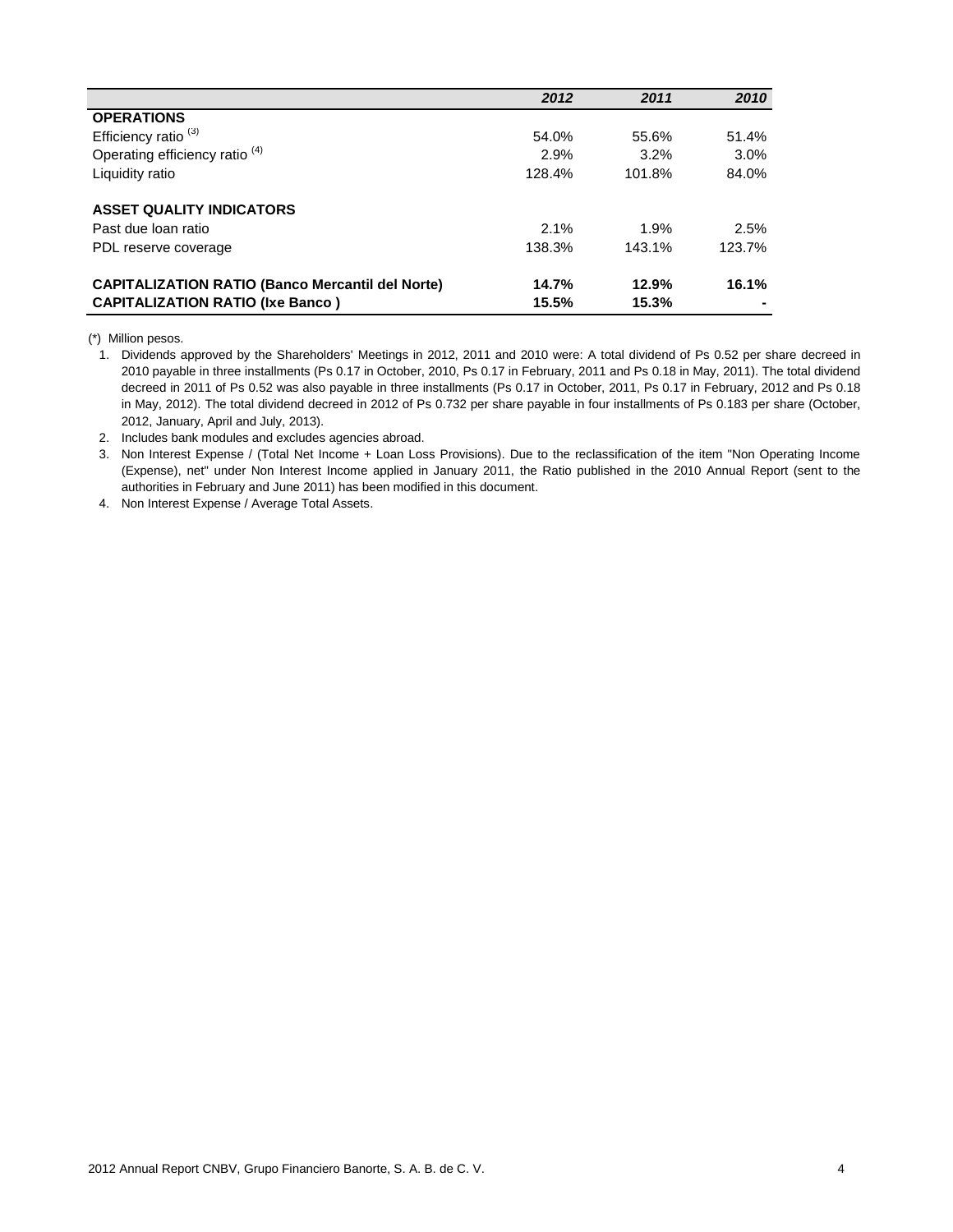| | 2012 | 2011 | 2010 |
|---|---|---|---|
| **OPERATIONS** | | | |
| Efficiency ratio [(3)] | 54.0% | 55.6% | 51.4% |
| Operating efficiency ratio [(4)] | 2.9% | 3.2% | 3.0% |
| Liquidity ratio | 128.4% | 101.8% | 84.0% |
| | | | |
| **ASSET QUALITY INDICATORS** | | | |
| Past due loan ratio | 2.1% | 1.9% | 2.5% |
| PDL reserve coverage | 138.3% | 143.1% | 123.7% |
| | | | |
| **CAPITALIZATION RATIO (Banco Mercantil del Norte)** | **14.7%** | **12.9%** | **16.1%** |
| **CAPITALIZATION RATIO (Ixe Banco )** | **15.5%** | **15.3%** | **-** |

(*) Million pesos.

1. Dividends approved by the Shareholders' Meetings in 2012, 2011 and 2010 were: A total dividend of Ps 0.52 per share decreed in 2010 payable in three installments (Ps 0.17 in October, 2010, Ps 0.17 in February, 2011 and Ps 0.18 in May, 2011). The total dividend decreed in 2011 of Ps 0.52 was also payable in three installments (Ps 0.17 in October, 2011, Ps 0.17 in February, 2012 and Ps 0.18 in May, 2012). The total dividend decreed in 2012 of Ps 0.732 per share payable in four installments of Ps 0.183 per share (October, 2012, January, April and July, 2013).
2. Includes bank modules and excludes agencies abroad.
3. Non Interest Expense / (Total Net Income + Loan Loss Provisions). Due to the reclassification of the item "Non Operating Income (Expense), net" under Non Interest Income applied in January 2011, the Ratio published in the 2010 Annual Report (sent to the authorities in February and June 2011) has been modified in this document.
4. Non Interest Expense / Average Total Assets.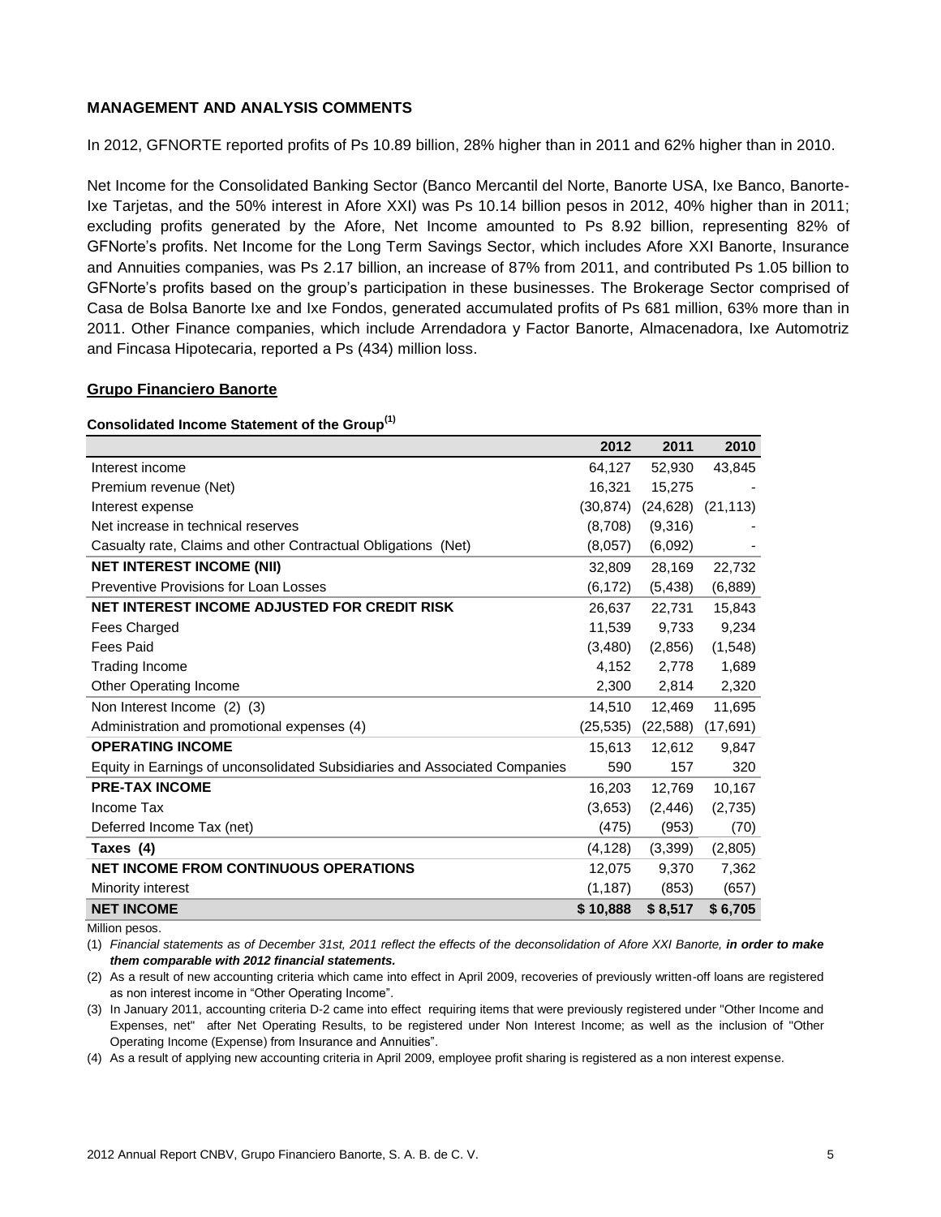## MANAGEMENT AND ANALYSIS COMMENTS

In 2012, GFNORTE reported profits of Ps 10.89 billion, 28% higher than in 2011 and 62% higher than in 2010.

Net Income for the Consolidated Banking Sector (Banco Mercantil del Norte, Banorte USA, Ixe Banco, Banorte-Ixe Tarjetas, and the 50% interest in Afore XXI) was Ps 10.14 billion pesos in 2012, 40% higher than in 2011; excluding profits generated by the Afore, Net Income amounted to Ps 8.92 billion, representing 82% of GFNorte's profits. Net Income for the Long Term Savings Sector, which includes Afore XXI Banorte, Insurance and Annuities companies, was Ps 2.17 billion, an increase of 87% from 2011, and contributed Ps 1.05 billion to GFNorte's profits based on the group's participation in these businesses. The Brokerage Sector comprised of Casa de Bolsa Banorte Ixe and Ixe Fondos, generated accumulated profits of Ps 681 million, 63% more than in 2011. Other Finance companies, which include Arrendadora y Factor Banorte, Almacenadora, Ixe Automotriz and Fincasa Hipotecaria, reported a Ps (434) million loss.

### Grupo Financiero Banorte

**Consolidated Income Statement of the Group[(1)]**

| | 2012 | 2011 | 2010 |
|---|---|---|---|
| Interest income | 64,127 | 52,930 | 43,845 |
| Premium revenue (Net) | 16,321 | 15,275 | - |
| Interest expense | (30,874) | (24,628) | (21,113) |
| Net increase in technical reserves | (8,708) | (9,316) | - |
| Casualty rate, Claims and other Contractual Obligations (Net) | (8,057) | (6,092) | - |
| **NET INTEREST INCOME (NII)** | 32,809 | 28,169 | 22,732 |
| Preventive Provisions for Loan Losses | (6,172) | (5,438) | (6,889) |
| **NET INTEREST INCOME ADJUSTED FOR CREDIT RISK** | 26,637 | 22,731 | 15,843 |
| Fees Charged | 11,539 | 9,733 | 9,234 |
| Fees Paid | (3,480) | (2,856) | (1,548) |
| Trading Income | 4,152 | 2,778 | 1,689 |
| Other Operating Income | 2,300 | 2,814 | 2,320 |
| Non Interest Income (2) (3) | 14,510 | 12,469 | 11,695 |
| Administration and promotional expenses (4) | (25,535) | (22,588) | (17,691) |
| **OPERATING INCOME** | 15,613 | 12,612 | 9,847 |
| Equity in Earnings of unconsolidated Subsidiaries and Associated Companies | 590 | 157 | 320 |
| **PRE-TAX INCOME** | 16,203 | 12,769 | 10,167 |
| Income Tax | (3,653) | (2,446) | (2,735) |
| Deferred Income Tax (net) | (475) | (953) | (70) |
| **Taxes (4)** | (4,128) | (3,399) | (2,805) |
| **NET INCOME FROM CONTINUOUS OPERATIONS** | 12,075 | 9,370 | 7,362 |
| Minority interest | (1,187) | (853) | (657) |
| **NET INCOME** | **$ 10,888** | **$ 8,517** | **$ 6,705** |

Million pesos.

(1) *Financial statements as of December 31st, 2011 reflect the effects of the deconsolidation of Afore XXI Banorte,* ***in order to make them comparable with 2012 financial statements.***

(2) As a result of new accounting criteria which came into effect in April 2009, recoveries of previously written-off loans are registered as non interest income in "Other Operating Income".

(3) In January 2011, accounting criteria D-2 came into effect requiring items that were previously registered under "Other Income and Expenses, net" after Net Operating Results, to be registered under Non Interest Income; as well as the inclusion of "Other Operating Income (Expense) from Insurance and Annuities".

(4) As a result of applying new accounting criteria in April 2009, employee profit sharing is registered as a non interest expense.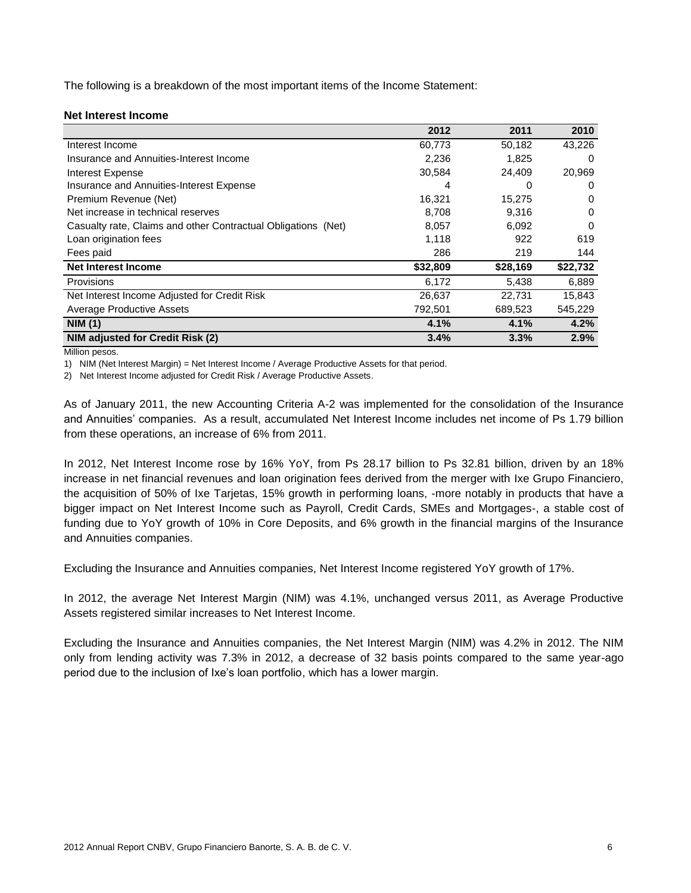The following is a breakdown of the most important items of the Income Statement:

**Net Interest Income**

| | 2012 | 2011 | 2010 |
|---|---|---|---|
| Interest Income | 60,773 | 50,182 | 43,226 |
| Insurance and Annuities-Interest Income | 2,236 | 1,825 | 0 |
| Interest Expense | 30,584 | 24,409 | 20,969 |
| Insurance and Annuities-Interest Expense | 4 | 0 | 0 |
| Premium Revenue (Net) | 16,321 | 15,275 | 0 |
| Net increase in technical reserves | 8,708 | 9,316 | 0 |
| Casualty rate, Claims and other Contractual Obligations (Net) | 8,057 | 6,092 | 0 |
| Loan origination fees | 1,118 | 922 | 619 |
| Fees paid | 286 | 219 | 144 |
| **Net Interest Income** | **$32,809** | **$28,169** | **$22,732** |
| Provisions | 6,172 | 5,438 | 6,889 |
| Net Interest Income Adjusted for Credit Risk | 26,637 | 22,731 | 15,843 |
| Average Productive Assets | 792,501 | 689,523 | 545,229 |
| **NIM (1)** | **4.1%** | **4.1%** | **4.2%** |
| **NIM adjusted for Credit Risk (2)** | **3.4%** | **3.3%** | **2.9%** |

Million pesos.

1) NIM (Net Interest Margin) = Net Interest Income / Average Productive Assets for that period.

2) Net Interest Income adjusted for Credit Risk / Average Productive Assets.

As of January 2011, the new Accounting Criteria A-2 was implemented for the consolidation of the Insurance and Annuities' companies. As a result, accumulated Net Interest Income includes net income of Ps 1.79 billion from these operations, an increase of 6% from 2011.

In 2012, Net Interest Income rose by 16% YoY, from Ps 28.17 billion to Ps 32.81 billion, driven by an 18% increase in net financial revenues and loan origination fees derived from the merger with Ixe Grupo Financiero, the acquisition of 50% of Ixe Tarjetas, 15% growth in performing loans, -more notably in products that have a bigger impact on Net Interest Income such as Payroll, Credit Cards, SMEs and Mortgages-, a stable cost of funding due to YoY growth of 10% in Core Deposits, and 6% growth in the financial margins of the Insurance and Annuities companies.

Excluding the Insurance and Annuities companies, Net Interest Income registered YoY growth of 17%.

In 2012, the average Net Interest Margin (NIM) was 4.1%, unchanged versus 2011, as Average Productive Assets registered similar increases to Net Interest Income.

Excluding the Insurance and Annuities companies, the Net Interest Margin (NIM) was 4.2% in 2012. The NIM only from lending activity was 7.3% in 2012, a decrease of 32 basis points compared to the same year-ago period due to the inclusion of Ixe's loan portfolio, which has a lower margin.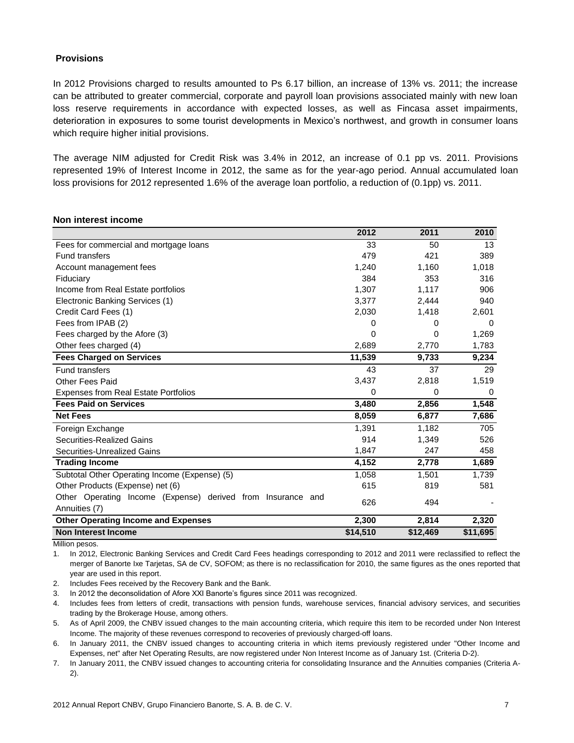### Provisions

In 2012 Provisions charged to results amounted to Ps 6.17 billion, an increase of 13% vs. 2011; the increase can be attributed to greater commercial, corporate and payroll loan provisions associated mainly with new loan loss reserve requirements in accordance with expected losses, as well as Fincasa asset impairments, deterioration in exposures to some tourist developments in Mexico's northwest, and growth in consumer loans which require higher initial provisions.

The average NIM adjusted for Credit Risk was 3.4% in 2012, an increase of 0.1 pp vs. 2011. Provisions represented 19% of Interest Income in 2012, the same as for the year-ago period. Annual accumulated loan loss provisions for 2012 represented 1.6% of the average loan portfolio, a reduction of (0.1pp) vs. 2011.

### Non interest income

| | 2012 | 2011 | 2010 |
|---|---|---|---|
| Fees for commercial and mortgage loans | 33 | 50 | 13 |
| Fund transfers | 479 | 421 | 389 |
| Account management fees | 1,240 | 1,160 | 1,018 |
| Fiduciary | 384 | 353 | 316 |
| Income from Real Estate portfolios | 1,307 | 1,117 | 906 |
| Electronic Banking Services (1) | 3,377 | 2,444 | 940 |
| Credit Card Fees (1) | 2,030 | 1,418 | 2,601 |
| Fees from IPAB (2) | 0 | 0 | 0 |
| Fees charged by the Afore (3) | 0 | 0 | 1,269 |
| Other fees charged (4) | 2,689 | 2,770 | 1,783 |
| **Fees Charged on Services** | **11,539** | **9,733** | **9,234** |
| Fund transfers | 43 | 37 | 29 |
| Other Fees Paid | 3,437 | 2,818 | 1,519 |
| Expenses from Real Estate Portfolios | 0 | 0 | 0 |
| **Fees Paid on Services** | **3,480** | **2,856** | **1,548** |
| **Net Fees** | **8,059** | **6,877** | **7,686** |
| Foreign Exchange | 1,391 | 1,182 | 705 |
| Securities-Realized Gains | 914 | 1,349 | 526 |
| Securities-Unrealized Gains | 1,847 | 247 | 458 |
| **Trading Income** | **4,152** | **2,778** | **1,689** |
| Subtotal Other Operating Income (Expense) (5) | 1,058 | 1,501 | 1,739 |
| Other Products (Expense) net (6) | 615 | 819 | 581 |
| Other Operating Income (Expense) derived from Insurance and Annuities (7) | 626 | 494 | - |
| **Other Operating Income and Expenses** | **2,300** | **2,814** | **2,320** |
| **Non Interest Income** | **$14,510** | **$12,469** | **$11,695** |

Million pesos.

1. In 2012, Electronic Banking Services and Credit Card Fees headings corresponding to 2012 and 2011 were reclassified to reflect the merger of Banorte Ixe Tarjetas, SA de CV, SOFOM; as there is no reclassification for 2010, the same figures as the ones reported that year are used in this report.
2. Includes Fees received by the Recovery Bank and the Bank.
3. In 2012 the deconsolidation of Afore XXI Banorte's figures since 2011 was recognized.
4. Includes fees from letters of credit, transactions with pension funds, warehouse services, financial advisory services, and securities trading by the Brokerage House, among others.
5. As of April 2009, the CNBV issued changes to the main accounting criteria, which require this item to be recorded under Non Interest Income. The majority of these revenues correspond to recoveries of previously charged-off loans.
6. In January 2011, the CNBV issued changes to accounting criteria in which items previously registered under "Other Income and Expenses, net" after Net Operating Results, are now registered under Non Interest Income as of January 1st. (Criteria D-2).
7. In January 2011, the CNBV issued changes to accounting criteria for consolidating Insurance and the Annuities companies (Criteria A-2).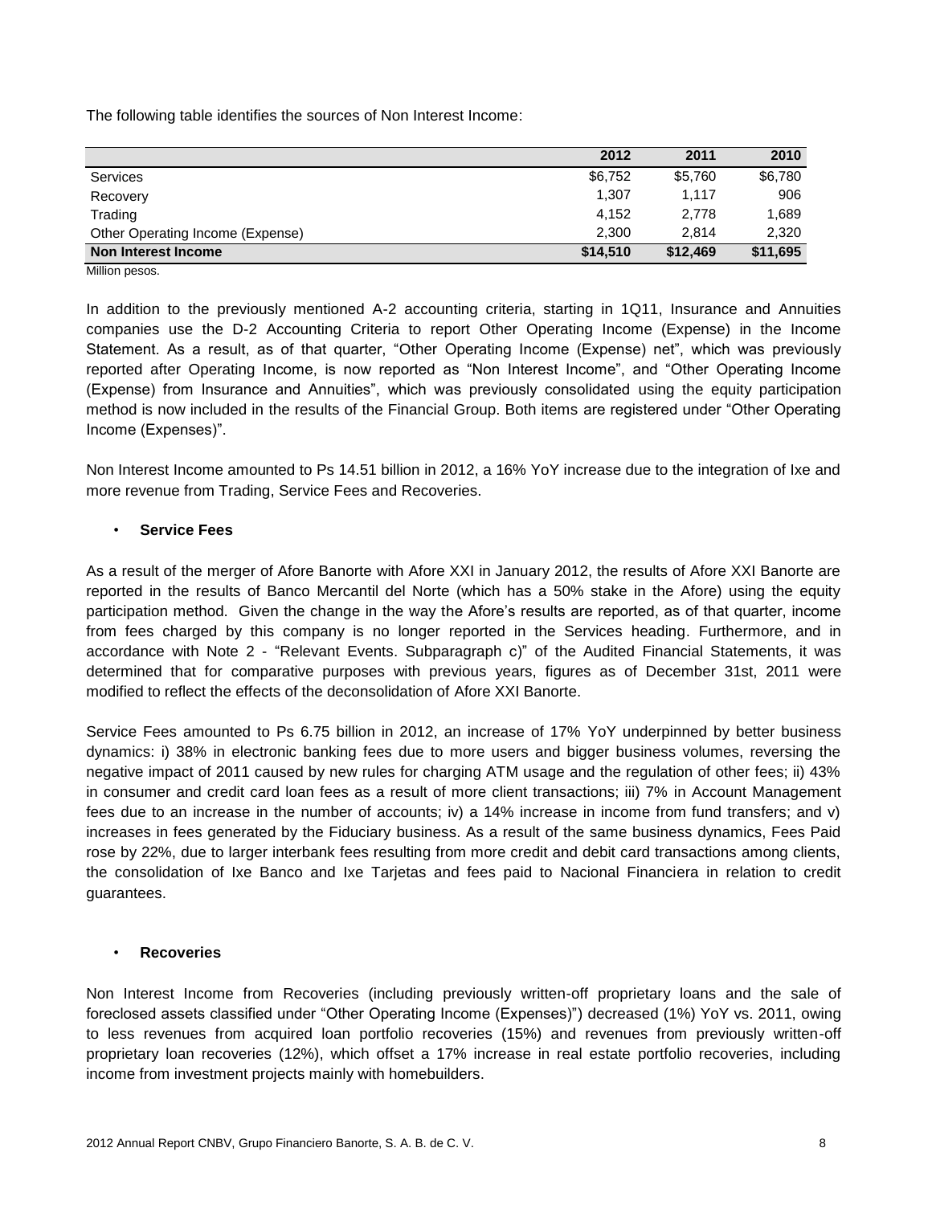The following table identifies the sources of Non Interest Income:

| | 2012 | 2011 | 2010 |
|---|---|---|---|
| Services | $6,752 | $5,760 | $6,780 |
| Recovery | 1,307 | 1,117 | 906 |
| Trading | 4,152 | 2,778 | 1,689 |
| Other Operating Income (Expense) | 2,300 | 2,814 | 2,320 |
| **Non Interest Income** | **$14,510** | **$12,469** | **$11,695** |

Million pesos.

In addition to the previously mentioned A-2 accounting criteria, starting in 1Q11, Insurance and Annuities companies use the D-2 Accounting Criteria to report Other Operating Income (Expense) in the Income Statement. As a result, as of that quarter, "Other Operating Income (Expense) net", which was previously reported after Operating Income, is now reported as "Non Interest Income", and "Other Operating Income (Expense) from Insurance and Annuities", which was previously consolidated using the equity participation method is now included in the results of the Financial Group. Both items are registered under "Other Operating Income (Expenses)".

Non Interest Income amounted to Ps 14.51 billion in 2012, a 16% YoY increase due to the integration of Ixe and more revenue from Trading, Service Fees and Recoveries.

- **Service Fees**

As a result of the merger of Afore Banorte with Afore XXI in January 2012, the results of Afore XXI Banorte are reported in the results of Banco Mercantil del Norte (which has a 50% stake in the Afore) using the equity participation method. Given the change in the way the Afore's results are reported, as of that quarter, income from fees charged by this company is no longer reported in the Services heading. Furthermore, and in accordance with Note 2 - "Relevant Events. Subparagraph c)" of the Audited Financial Statements, it was determined that for comparative purposes with previous years, figures as of December 31st, 2011 were modified to reflect the effects of the deconsolidation of Afore XXI Banorte.

Service Fees amounted to Ps 6.75 billion in 2012, an increase of 17% YoY underpinned by better business dynamics: i) 38% in electronic banking fees due to more users and bigger business volumes, reversing the negative impact of 2011 caused by new rules for charging ATM usage and the regulation of other fees; ii) 43% in consumer and credit card loan fees as a result of more client transactions; iii) 7% in Account Management fees due to an increase in the number of accounts; iv) a 14% increase in income from fund transfers; and v) increases in fees generated by the Fiduciary business. As a result of the same business dynamics, Fees Paid rose by 22%, due to larger interbank fees resulting from more credit and debit card transactions among clients, the consolidation of Ixe Banco and Ixe Tarjetas and fees paid to Nacional Financiera in relation to credit guarantees.

- **Recoveries**

Non Interest Income from Recoveries (including previously written-off proprietary loans and the sale of foreclosed assets classified under "Other Operating Income (Expenses)") decreased (1%) YoY vs. 2011, owing to less revenues from acquired loan portfolio recoveries (15%) and revenues from previously written-off proprietary loan recoveries (12%), which offset a 17% increase in real estate portfolio recoveries, including income from investment projects mainly with homebuilders.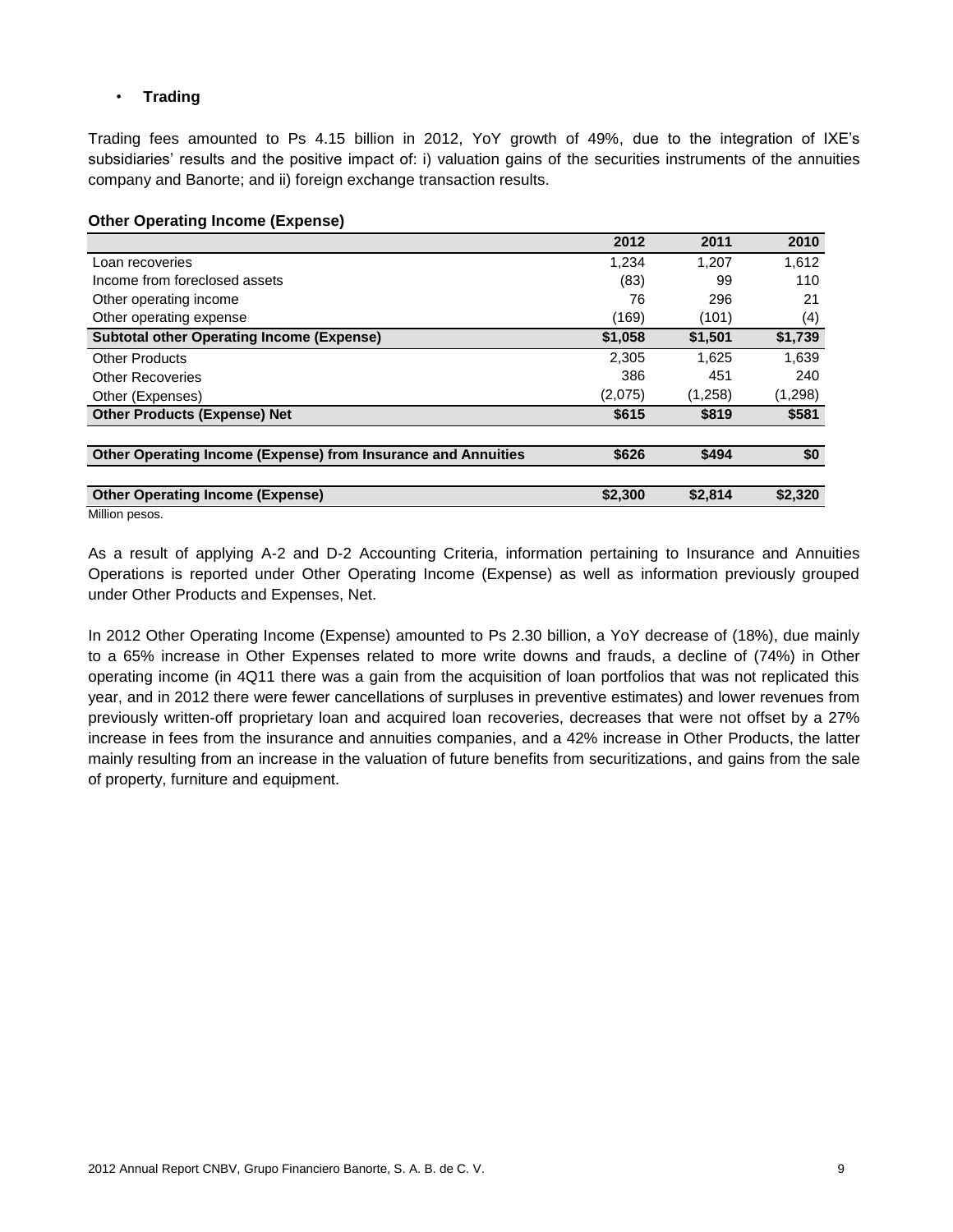- **Trading**

Trading fees amounted to Ps 4.15 billion in 2012, YoY growth of 49%, due to the integration of IXE's subsidiaries' results and the positive impact of: i) valuation gains of the securities instruments of the annuities company and Banorte; and ii) foreign exchange transaction results.

**Other Operating Income (Expense)**

| | 2012 | 2011 | 2010 |
|---|---|---|---|
| Loan recoveries | 1,234 | 1,207 | 1,612 |
| Income from foreclosed assets | (83) | 99 | 110 |
| Other operating income | 76 | 296 | 21 |
| Other operating expense | (169) | (101) | (4) |
| **Subtotal other Operating Income (Expense)** | **$1,058** | **$1,501** | **$1,739** |
| Other Products | 2,305 | 1,625 | 1,639 |
| Other Recoveries | 386 | 451 | 240 |
| Other (Expenses) | (2,075) | (1,258) | (1,298) |
| **Other Products (Expense) Net** | **$615** | **$819** | **$581** |
| **Other Operating Income (Expense) from Insurance and Annuities** | **$626** | **$494** | **$0** |
| **Other Operating Income (Expense)** | **$2,300** | **$2,814** | **$2,320** |

Million pesos.

As a result of applying A-2 and D-2 Accounting Criteria, information pertaining to Insurance and Annuities Operations is reported under Other Operating Income (Expense) as well as information previously grouped under Other Products and Expenses, Net.

In 2012 Other Operating Income (Expense) amounted to Ps 2.30 billion, a YoY decrease of (18%), due mainly to a 65% increase in Other Expenses related to more write downs and frauds, a decline of (74%) in Other operating income (in 4Q11 there was a gain from the acquisition of loan portfolios that was not replicated this year, and in 2012 there were fewer cancellations of surpluses in preventive estimates) and lower revenues from previously written-off proprietary loan and acquired loan recoveries, decreases that were not offset by a 27% increase in fees from the insurance and annuities companies, and a 42% increase in Other Products, the latter mainly resulting from an increase in the valuation of future benefits from securitizations, and gains from the sale of property, furniture and equipment.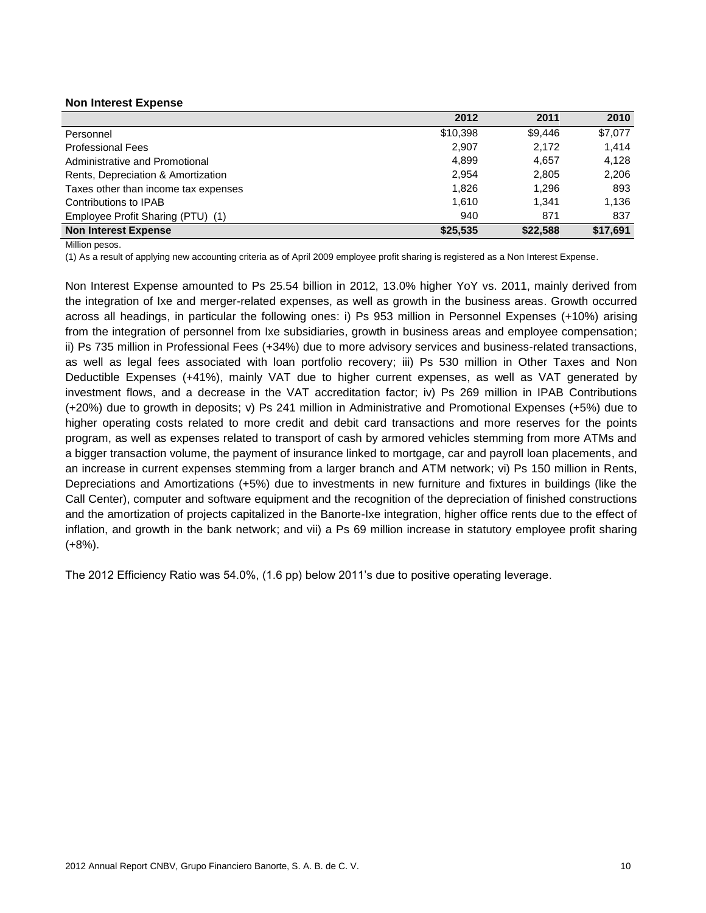**Non Interest Expense**

| | 2012 | 2011 | 2010 |
|---|---|---|---|
| Personnel | $10,398 | $9,446 | $7,077 |
| Professional Fees | 2,907 | 2,172 | 1,414 |
| Administrative and Promotional | 4,899 | 4,657 | 4,128 |
| Rents, Depreciation & Amortization | 2,954 | 2,805 | 2,206 |
| Taxes other than income tax expenses | 1,826 | 1,296 | 893 |
| Contributions to IPAB | 1,610 | 1,341 | 1,136 |
| Employee Profit Sharing (PTU) (1) | 940 | 871 | 837 |
| **Non Interest Expense** | **$25,535** | **$22,588** | **$17,691** |

Million pesos.

(1) As a result of applying new accounting criteria as of April 2009 employee profit sharing is registered as a Non Interest Expense.

Non Interest Expense amounted to Ps 25.54 billion in 2012, 13.0% higher YoY vs. 2011, mainly derived from the integration of Ixe and merger-related expenses, as well as growth in the business areas. Growth occurred across all headings, in particular the following ones: i) Ps 953 million in Personnel Expenses (+10%) arising from the integration of personnel from Ixe subsidiaries, growth in business areas and employee compensation; ii) Ps 735 million in Professional Fees (+34%) due to more advisory services and business-related transactions, as well as legal fees associated with loan portfolio recovery; iii) Ps 530 million in Other Taxes and Non Deductible Expenses (+41%), mainly VAT due to higher current expenses, as well as VAT generated by investment flows, and a decrease in the VAT accreditation factor; iv) Ps 269 million in IPAB Contributions (+20%) due to growth in deposits; v) Ps 241 million in Administrative and Promotional Expenses (+5%) due to higher operating costs related to more credit and debit card transactions and more reserves for the points program, as well as expenses related to transport of cash by armored vehicles stemming from more ATMs and a bigger transaction volume, the payment of insurance linked to mortgage, car and payroll loan placements, and an increase in current expenses stemming from a larger branch and ATM network; vi) Ps 150 million in Rents, Depreciations and Amortizations (+5%) due to investments in new furniture and fixtures in buildings (like the Call Center), computer and software equipment and the recognition of the depreciation of finished constructions and the amortization of projects capitalized in the Banorte-Ixe integration, higher office rents due to the effect of inflation, and growth in the bank network; and vii) a Ps 69 million increase in statutory employee profit sharing (+8%).

The 2012 Efficiency Ratio was 54.0%, (1.6 pp) below 2011's due to positive operating leverage.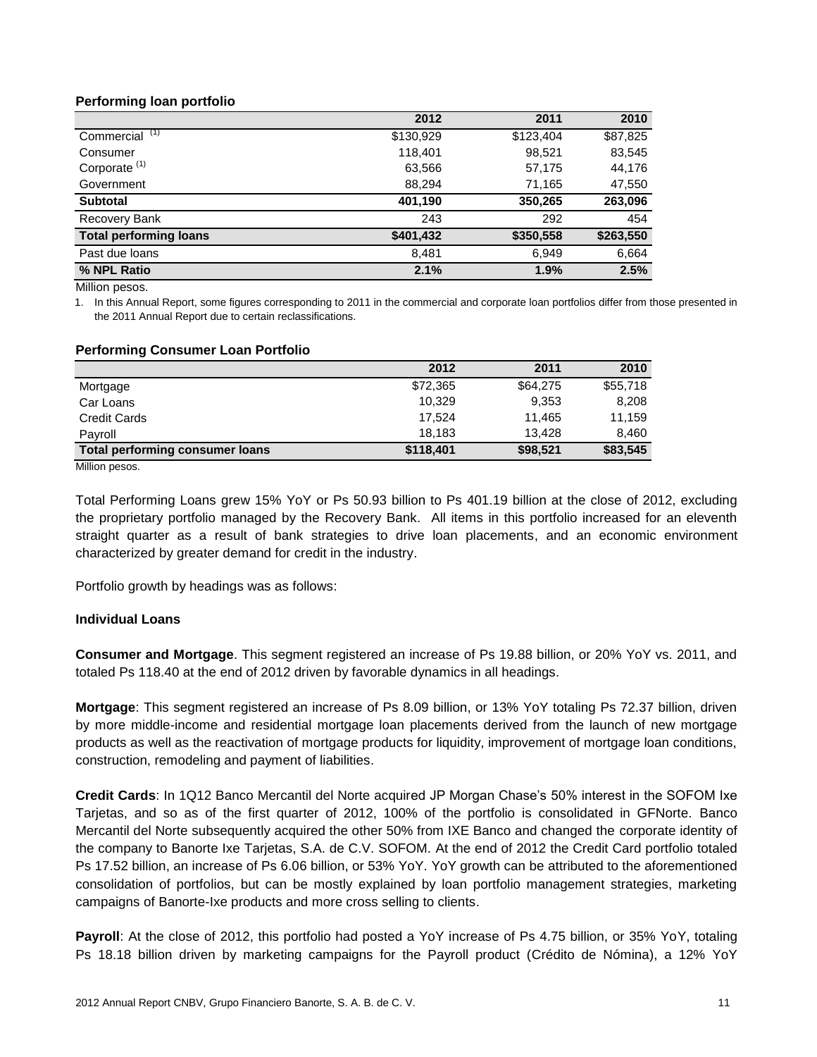**Performing loan portfolio**

| | 2012 | 2011 | 2010 |
|---|---|---|---|
| Commercial [(1)] | $130,929 | $123,404 | $87,825 |
| Consumer | 118,401 | 98,521 | 83,545 |
| Corporate [(1)] | 63,566 | 57,175 | 44,176 |
| Government | 88,294 | 71,165 | 47,550 |
| **Subtotal** | **401,190** | **350,265** | **263,096** |
| Recovery Bank | 243 | 292 | 454 |
| **Total performing loans** | **$401,432** | **$350,558** | **$263,550** |
| Past due loans | 8,481 | 6,949 | 6,664 |
| **% NPL Ratio** | **2.1%** | **1.9%** | **2.5%** |

Million pesos.

1. In this Annual Report, some figures corresponding to 2011 in the commercial and corporate loan portfolios differ from those presented in the 2011 Annual Report due to certain reclassifications.

**Performing Consumer Loan Portfolio**

| | 2012 | 2011 | 2010 |
|---|---|---|---|
| Mortgage | $72,365 | $64,275 | $55,718 |
| Car Loans | 10,329 | 9,353 | 8,208 |
| Credit Cards | 17,524 | 11,465 | 11,159 |
| Payroll | 18,183 | 13,428 | 8,460 |
| **Total performing consumer loans** | **$118,401** | **$98,521** | **$83,545** |

Million pesos.

Total Performing Loans grew 15% YoY or Ps 50.93 billion to Ps 401.19 billion at the close of 2012, excluding the proprietary portfolio managed by the Recovery Bank. All items in this portfolio increased for an eleventh straight quarter as a result of bank strategies to drive loan placements, and an economic environment characterized by greater demand for credit in the industry.

Portfolio growth by headings was as follows:

**Individual Loans**

**Consumer and Mortgage**. This segment registered an increase of Ps 19.88 billion, or 20% YoY vs. 2011, and totaled Ps 118.40 at the end of 2012 driven by favorable dynamics in all headings.

**Mortgage**: This segment registered an increase of Ps 8.09 billion, or 13% YoY totaling Ps 72.37 billion, driven by more middle-income and residential mortgage loan placements derived from the launch of new mortgage products as well as the reactivation of mortgage products for liquidity, improvement of mortgage loan conditions, construction, remodeling and payment of liabilities.

**Credit Cards**: In 1Q12 Banco Mercantil del Norte acquired JP Morgan Chase's 50% interest in the SOFOM Ixe Tarjetas, and so as of the first quarter of 2012, 100% of the portfolio is consolidated in GFNorte. Banco Mercantil del Norte subsequently acquired the other 50% from IXE Banco and changed the corporate identity of the company to Banorte Ixe Tarjetas, S.A. de C.V. SOFOM. At the end of 2012 the Credit Card portfolio totaled Ps 17.52 billion, an increase of Ps 6.06 billion, or 53% YoY. YoY growth can be attributed to the aforementioned consolidation of portfolios, but can be mostly explained by loan portfolio management strategies, marketing campaigns of Banorte-Ixe products and more cross selling to clients.

**Payroll**: At the close of 2012, this portfolio had posted a YoY increase of Ps 4.75 billion, or 35% YoY, totaling Ps 18.18 billion driven by marketing campaigns for the Payroll product (Crédito de Nómina), a 12% YoY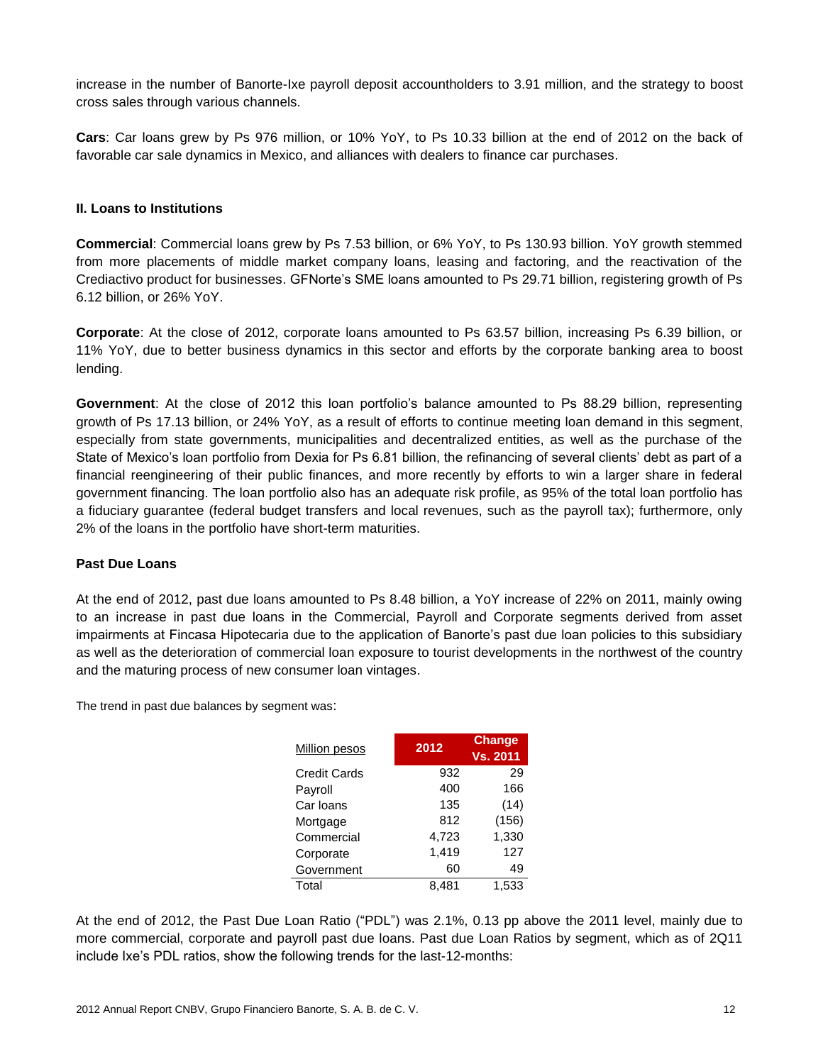increase in the number of Banorte-Ixe payroll deposit accountholders to 3.91 million, and the strategy to boost cross sales through various channels.

**Cars**: Car loans grew by Ps 976 million, or 10% YoY, to Ps 10.33 billion at the end of 2012 on the back of favorable car sale dynamics in Mexico, and alliances with dealers to finance car purchases.

### II. Loans to Institutions

**Commercial**: Commercial loans grew by Ps 7.53 billion, or 6% YoY, to Ps 130.93 billion. YoY growth stemmed from more placements of middle market company loans, leasing and factoring, and the reactivation of the Crediactivo product for businesses. GFNorte's SME loans amounted to Ps 29.71 billion, registering growth of Ps 6.12 billion, or 26% YoY.

**Corporate**: At the close of 2012, corporate loans amounted to Ps 63.57 billion, increasing Ps 6.39 billion, or 11% YoY, due to better business dynamics in this sector and efforts by the corporate banking area to boost lending.

**Government**: At the close of 2012 this loan portfolio's balance amounted to Ps 88.29 billion, representing growth of Ps 17.13 billion, or 24% YoY, as a result of efforts to continue meeting loan demand in this segment, especially from state governments, municipalities and decentralized entities, as well as the purchase of the State of Mexico's loan portfolio from Dexia for Ps 6.81 billion, the refinancing of several clients' debt as part of a financial reengineering of their public finances, and more recently by efforts to win a larger share in federal government financing. The loan portfolio also has an adequate risk profile, as 95% of the total loan portfolio has a fiduciary guarantee (federal budget transfers and local revenues, such as the payroll tax); furthermore, only 2% of the loans in the portfolio have short-term maturities.

### Past Due Loans

At the end of 2012, past due loans amounted to Ps 8.48 billion, a YoY increase of 22% on 2011, mainly owing to an increase in past due loans in the Commercial, Payroll and Corporate segments derived from asset impairments at Fincasa Hipotecaria due to the application of Banorte's past due loan policies to this subsidiary as well as the deterioration of commercial loan exposure to tourist developments in the northwest of the country and the maturing process of new consumer loan vintages.

The trend in past due balances by segment was:

| Million pesos | 2012 | Change Vs. 2011 |
|---|---|---|
| Credit Cards | 932 | 29 |
| Payroll | 400 | 166 |
| Car loans | 135 | (14) |
| Mortgage | 812 | (156) |
| Commercial | 4,723 | 1,330 |
| Corporate | 1,419 | 127 |
| Government | 60 | 49 |
| Total | 8,481 | 1,533 |

At the end of 2012, the Past Due Loan Ratio ("PDL") was 2.1%, 0.13 pp above the 2011 level, mainly due to more commercial, corporate and payroll past due loans. Past due Loan Ratios by segment, which as of 2Q11 include Ixe's PDL ratios, show the following trends for the last-12-months: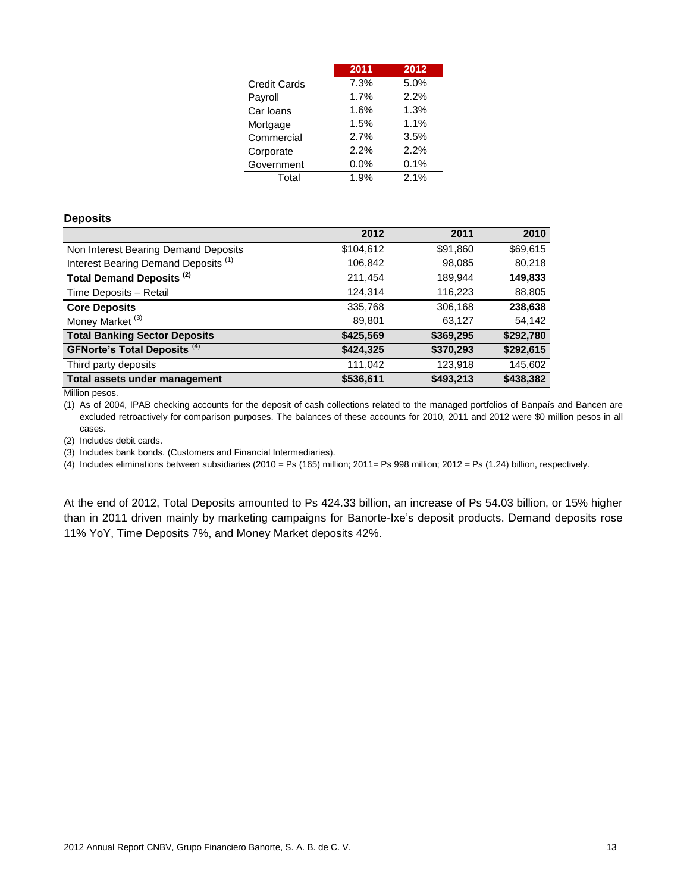| | 2011 | 2012 |
|---|---|---|
| Credit Cards | 7.3% | 5.0% |
| Payroll | 1.7% | 2.2% |
| Car loans | 1.6% | 1.3% |
| Mortgage | 1.5% | 1.1% |
| Commercial | 2.7% | 3.5% |
| Corporate | 2.2% | 2.2% |
| Government | 0.0% | 0.1% |
| Total | 1.9% | 2.1% |

### Deposits

| | 2012 | 2011 | 2010 |
|---|---|---|---|
| Non Interest Bearing Demand Deposits | $104,612 | $91,860 | $69,615 |
| Interest Bearing Demand Deposits [(1)] | 106,842 | 98,085 | 80,218 |
| **Total Demand Deposits [(2)]** | 211,454 | 189,944 | **149,833** |
| Time Deposits – Retail | 124,314 | 116,223 | 88,805 |
| **Core Deposits** | 335,768 | 306,168 | **238,638** |
| Money Market [(3)] | 89,801 | 63,127 | 54,142 |
| **Total Banking Sector Deposits** | **$425,569** | **$369,295** | **$292,780** |
| **GFNorte's Total Deposits [(4)]** | **$424,325** | **$370,293** | **$292,615** |
| Third party deposits | 111,042 | 123,918 | 145,602 |
| **Total assets under management** | **$536,611** | **$493,213** | **$438,382** |

Million pesos.

(1) As of 2004, IPAB checking accounts for the deposit of cash collections related to the managed portfolios of Banpaís and Bancen are excluded retroactively for comparison purposes. The balances of these accounts for 2010, 2011 and 2012 were $0 million pesos in all cases.

(2) Includes debit cards.

(3) Includes bank bonds. (Customers and Financial Intermediaries).

(4) Includes eliminations between subsidiaries (2010 = Ps (165) million; 2011= Ps 998 million; 2012 = Ps (1.24) billion, respectively.

At the end of 2012, Total Deposits amounted to Ps 424.33 billion, an increase of Ps 54.03 billion, or 15% higher than in 2011 driven mainly by marketing campaigns for Banorte-Ixe's deposit products. Demand deposits rose 11% YoY, Time Deposits 7%, and Money Market deposits 42%.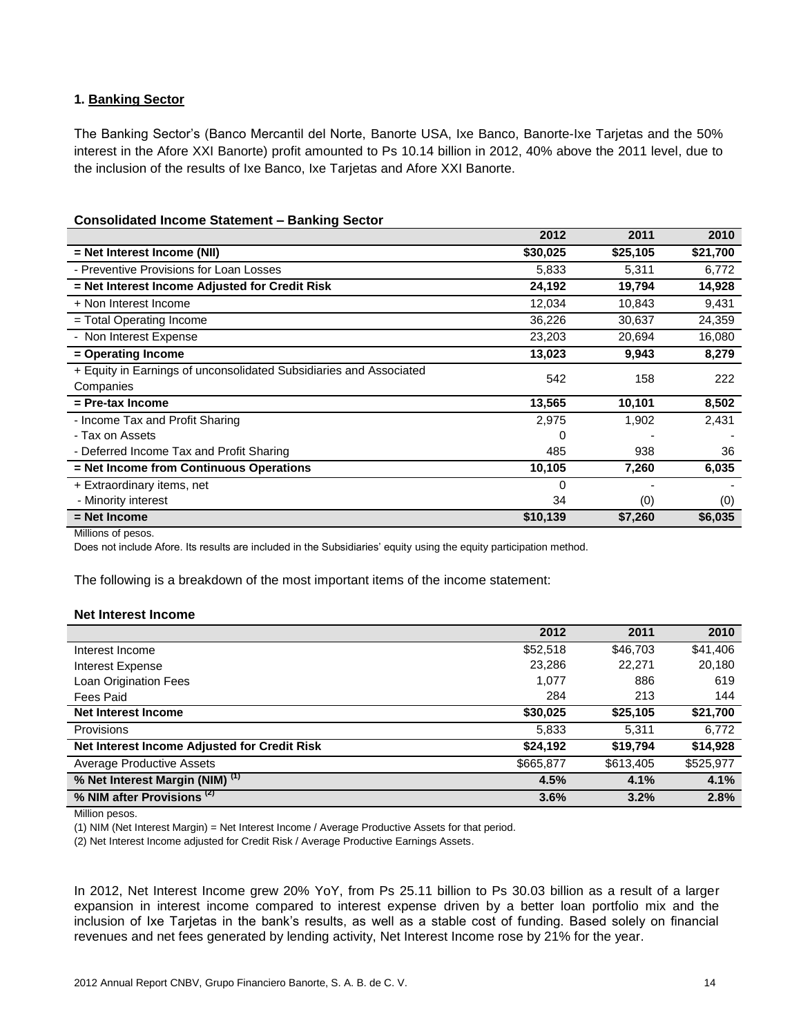## 1. Banking Sector

The Banking Sector's (Banco Mercantil del Norte, Banorte USA, Ixe Banco, Banorte-Ixe Tarjetas and the 50% interest in the Afore XXI Banorte) profit amounted to Ps 10.14 billion in 2012, 40% above the 2011 level, due to the inclusion of the results of Ixe Banco, Ixe Tarjetas and Afore XXI Banorte.

**Consolidated Income Statement – Banking Sector**

| | 2012 | 2011 | 2010 |
|---|---|---|---|
| **= Net Interest Income (NII)** | **$30,025** | **$25,105** | **$21,700** |
| - Preventive Provisions for Loan Losses | 5,833 | 5,311 | 6,772 |
| **= Net Interest Income Adjusted for Credit Risk** | **24,192** | **19,794** | **14,928** |
| + Non Interest Income | 12,034 | 10,843 | 9,431 |
| = Total Operating Income | 36,226 | 30,637 | 24,359 |
| - Non Interest Expense | 23,203 | 20,694 | 16,080 |
| **= Operating Income** | **13,023** | **9,943** | **8,279** |
| + Equity in Earnings of unconsolidated Subsidiaries and Associated Companies | 542 | 158 | 222 |
| **= Pre-tax Income** | **13,565** | **10,101** | **8,502** |
| - Income Tax and Profit Sharing | 2,975 | 1,902 | 2,431 |
| - Tax on Assets | 0 | - | - |
| - Deferred Income Tax and Profit Sharing | 485 | 938 | 36 |
| **= Net Income from Continuous Operations** | **10,105** | **7,260** | **6,035** |
| + Extraordinary items, net | 0 | - | - |
| - Minority interest | 34 | (0) | (0) |
| **= Net Income** | **$10,139** | **$7,260** | **$6,035** |

Millions of pesos.

Does not include Afore. Its results are included in the Subsidiaries' equity using the equity participation method.

The following is a breakdown of the most important items of the income statement:

**Net Interest Income**

| | 2012 | 2011 | 2010 |
|---|---|---|---|
| Interest Income | $52,518 | $46,703 | $41,406 |
| Interest Expense | 23,286 | 22,271 | 20,180 |
| Loan Origination Fees | 1,077 | 886 | 619 |
| Fees Paid | 284 | 213 | 144 |
| **Net Interest Income** | **$30,025** | **$25,105** | **$21,700** |
| Provisions | 5,833 | 5,311 | 6,772 |
| **Net Interest Income Adjusted for Credit Risk** | **$24,192** | **$19,794** | **$14,928** |
| Average Productive Assets | $665,877 | $613,405 | $525,977 |
| **% Net Interest Margin (NIM) (1)** | **4.5%** | **4.1%** | **4.1%** |
| **% NIM after Provisions (2)** | **3.6%** | **3.2%** | **2.8%** |

Million pesos.

(1) NIM (Net Interest Margin) = Net Interest Income / Average Productive Assets for that period.

(2) Net Interest Income adjusted for Credit Risk / Average Productive Earnings Assets.

In 2012, Net Interest Income grew 20% YoY, from Ps 25.11 billion to Ps 30.03 billion as a result of a larger expansion in interest income compared to interest expense driven by a better loan portfolio mix and the inclusion of Ixe Tarjetas in the bank's results, as well as a stable cost of funding. Based solely on financial revenues and net fees generated by lending activity, Net Interest Income rose by 21% for the year.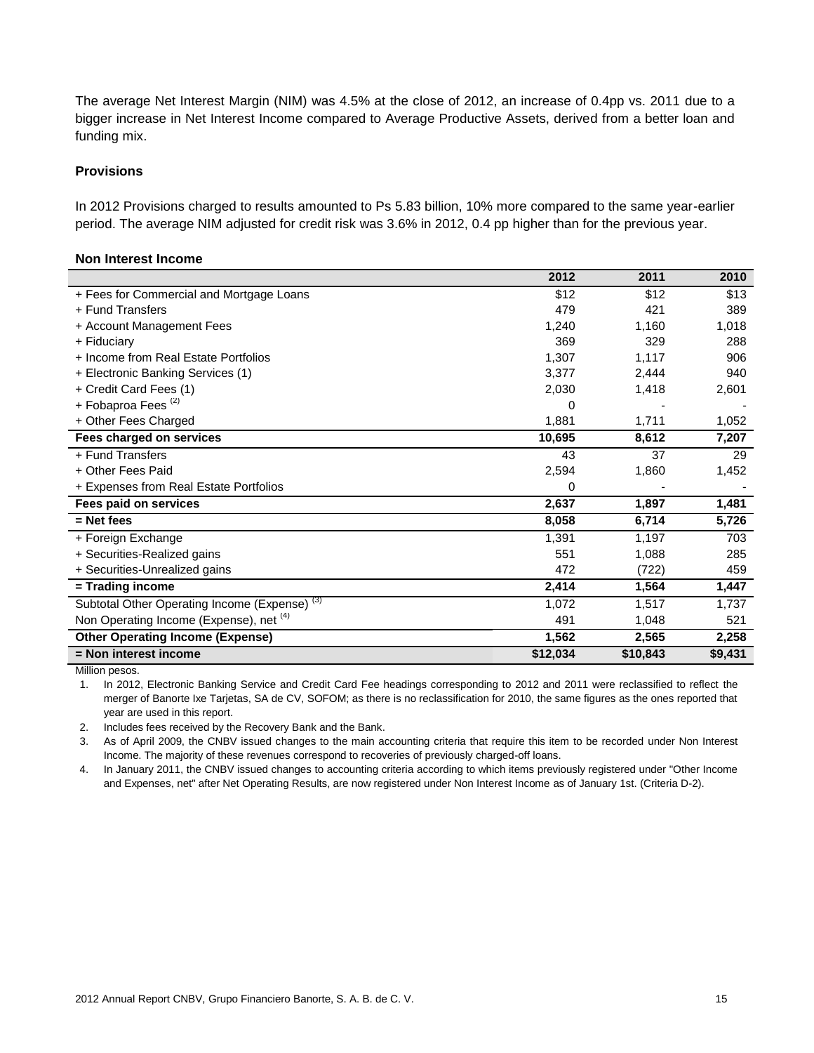The average Net Interest Margin (NIM) was 4.5% at the close of 2012, an increase of 0.4pp vs. 2011 due to a bigger increase in Net Interest Income compared to Average Productive Assets, derived from a better loan and funding mix.

### Provisions

In 2012 Provisions charged to results amounted to Ps 5.83 billion, 10% more compared to the same year-earlier period. The average NIM adjusted for credit risk was 3.6% in 2012, 0.4 pp higher than for the previous year.

### Non Interest Income

| | 2012 | 2011 | 2010 |
|---|---|---|---|
| + Fees for Commercial and Mortgage Loans | $12 | $12 | $13 |
| + Fund Transfers | 479 | 421 | 389 |
| + Account Management Fees | 1,240 | 1,160 | 1,018 |
| + Fiduciary | 369 | 329 | 288 |
| + Income from Real Estate Portfolios | 1,307 | 1,117 | 906 |
| + Electronic Banking Services (1) | 3,377 | 2,444 | 940 |
| + Credit Card Fees (1) | 2,030 | 1,418 | 2,601 |
| + Fobaproa Fees [(2)] | 0 | - | - |
| + Other Fees Charged | 1,881 | 1,711 | 1,052 |
| **Fees charged on services** | **10,695** | **8,612** | **7,207** |
| + Fund Transfers | 43 | 37 | 29 |
| + Other Fees Paid | 2,594 | 1,860 | 1,452 |
| + Expenses from Real Estate Portfolios | 0 | - | - |
| **Fees paid on services** | **2,637** | **1,897** | **1,481** |
| **= Net fees** | **8,058** | **6,714** | **5,726** |
| + Foreign Exchange | 1,391 | 1,197 | 703 |
| + Securities-Realized gains | 551 | 1,088 | 285 |
| + Securities-Unrealized gains | 472 | (722) | 459 |
| **= Trading income** | **2,414** | **1,564** | **1,447** |
| Subtotal Other Operating Income (Expense) [(3)] | 1,072 | 1,517 | 1,737 |
| Non Operating Income (Expense), net [(4)] | 491 | 1,048 | 521 |
| **Other Operating Income (Expense)** | **1,562** | **2,565** | **2,258** |
| **= Non interest income** | **$12,034** | **$10,843** | **$9,431** |

Million pesos.

1. In 2012, Electronic Banking Service and Credit Card Fee headings corresponding to 2012 and 2011 were reclassified to reflect the merger of Banorte Ixe Tarjetas, SA de CV, SOFOM; as there is no reclassification for 2010, the same figures as the ones reported that year are used in this report.
2. Includes fees received by the Recovery Bank and the Bank.
3. As of April 2009, the CNBV issued changes to the main accounting criteria that require this item to be recorded under Non Interest Income. The majority of these revenues correspond to recoveries of previously charged-off loans.
4. In January 2011, the CNBV issued changes to accounting criteria according to which items previously registered under "Other Income and Expenses, net" after Net Operating Results, are now registered under Non Interest Income as of January 1st. (Criteria D-2).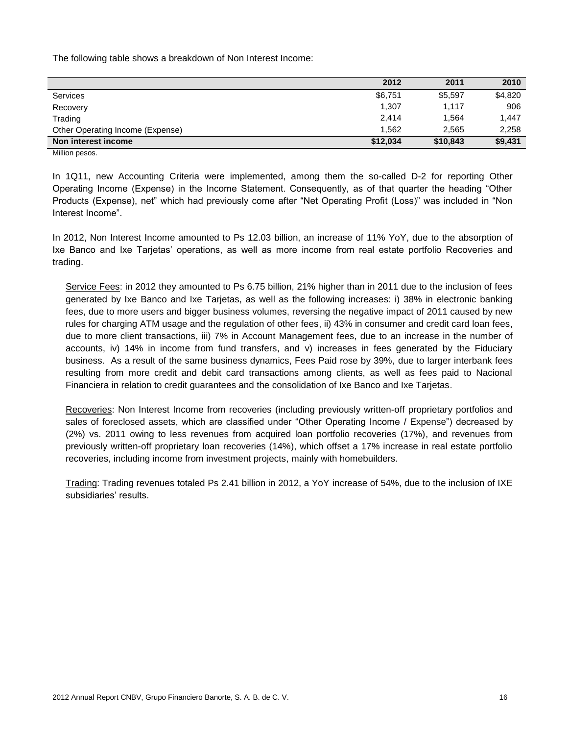The following table shows a breakdown of Non Interest Income:

| | 2012 | 2011 | 2010 |
|---|---|---|---|
| Services | $6,751 | $5,597 | $4,820 |
| Recovery | 1,307 | 1,117 | 906 |
| Trading | 2,414 | 1,564 | 1,447 |
| Other Operating Income (Expense) | 1,562 | 2,565 | 2,258 |
| **Non interest income** | **$12,034** | **$10,843** | **$9,431** |

Million pesos.

In 1Q11, new Accounting Criteria were implemented, among them the so-called D-2 for reporting Other Operating Income (Expense) in the Income Statement. Consequently, as of that quarter the heading "Other Products (Expense), net" which had previously come after "Net Operating Profit (Loss)" was included in "Non Interest Income".

In 2012, Non Interest Income amounted to Ps 12.03 billion, an increase of 11% YoY, due to the absorption of Ixe Banco and Ixe Tarjetas' operations, as well as more income from real estate portfolio Recoveries and trading.

Service Fees: in 2012 they amounted to Ps 6.75 billion, 21% higher than in 2011 due to the inclusion of fees generated by Ixe Banco and Ixe Tarjetas, as well as the following increases: i) 38% in electronic banking fees, due to more users and bigger business volumes, reversing the negative impact of 2011 caused by new rules for charging ATM usage and the regulation of other fees, ii) 43% in consumer and credit card loan fees, due to more client transactions, iii) 7% in Account Management fees, due to an increase in the number of accounts, iv) 14% in income from fund transfers, and v) increases in fees generated by the Fiduciary business. As a result of the same business dynamics, Fees Paid rose by 39%, due to larger interbank fees resulting from more credit and debit card transactions among clients, as well as fees paid to Nacional Financiera in relation to credit guarantees and the consolidation of Ixe Banco and Ixe Tarjetas.

Recoveries: Non Interest Income from recoveries (including previously written-off proprietary portfolios and sales of foreclosed assets, which are classified under "Other Operating Income / Expense") decreased by (2%) vs. 2011 owing to less revenues from acquired loan portfolio recoveries (17%), and revenues from previously written-off proprietary loan recoveries (14%), which offset a 17% increase in real estate portfolio recoveries, including income from investment projects, mainly with homebuilders.

Trading: Trading revenues totaled Ps 2.41 billion in 2012, a YoY increase of 54%, due to the inclusion of IXE subsidiaries' results.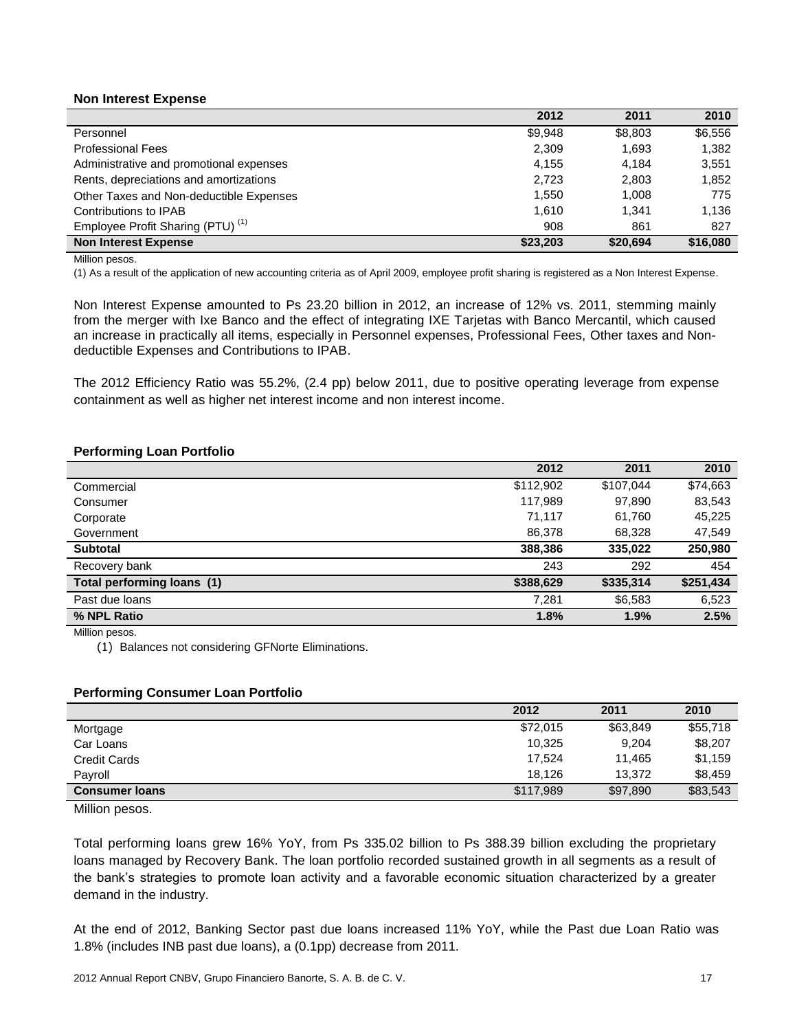**Non Interest Expense**

| | 2012 | 2011 | 2010 |
|---|---|---|---|
| Personnel | $9,948 | $8,803 | $6,556 |
| Professional Fees | 2,309 | 1,693 | 1,382 |
| Administrative and promotional expenses | 4,155 | 4,184 | 3,551 |
| Rents, depreciations and amortizations | 2,723 | 2,803 | 1,852 |
| Other Taxes and Non-deductible Expenses | 1,550 | 1,008 | 775 |
| Contributions to IPAB | 1,610 | 1,341 | 1,136 |
| Employee Profit Sharing (PTU) (1) | 908 | 861 | 827 |
| **Non Interest Expense** | **$23,203** | **$20,694** | **$16,080** |

Million pesos.

(1) As a result of the application of new accounting criteria as of April 2009, employee profit sharing is registered as a Non Interest Expense.

Non Interest Expense amounted to Ps 23.20 billion in 2012, an increase of 12% vs. 2011, stemming mainly from the merger with Ixe Banco and the effect of integrating IXE Tarjetas with Banco Mercantil, which caused an increase in practically all items, especially in Personnel expenses, Professional Fees, Other taxes and Non-deductible Expenses and Contributions to IPAB.

The 2012 Efficiency Ratio was 55.2%, (2.4 pp) below 2011, due to positive operating leverage from expense containment as well as higher net interest income and non interest income.

**Performing Loan Portfolio**

| | 2012 | 2011 | 2010 |
|---|---|---|---|
| Commercial | $112,902 | $107,044 | $74,663 |
| Consumer | 117,989 | 97,890 | 83,543 |
| Corporate | 71,117 | 61,760 | 45,225 |
| Government | 86,378 | 68,328 | 47,549 |
| **Subtotal** | **388,386** | **335,022** | **250,980** |
| Recovery bank | 243 | 292 | 454 |
| **Total performing loans (1)** | **$388,629** | **$335,314** | **$251,434** |
| Past due loans | 7,281 | $6,583 | 6,523 |
| **% NPL Ratio** | **1.8%** | **1.9%** | **2.5%** |

Million pesos.

(1) Balances not considering GFNorte Eliminations.

**Performing Consumer Loan Portfolio**

| | 2012 | 2011 | 2010 |
|---|---|---|---|
| Mortgage | $72,015 | $63,849 | $55,718 |
| Car Loans | 10,325 | 9,204 | $8,207 |
| Credit Cards | 17,524 | 11,465 | $1,159 |
| Payroll | 18,126 | 13,372 | $8,459 |
| **Consumer loans** | $117,989 | $97,890 | $83,543 |

Million pesos.

Total performing loans grew 16% YoY, from Ps 335.02 billion to Ps 388.39 billion excluding the proprietary loans managed by Recovery Bank. The loan portfolio recorded sustained growth in all segments as a result of the bank's strategies to promote loan activity and a favorable economic situation characterized by a greater demand in the industry.

At the end of 2012, Banking Sector past due loans increased 11% YoY, while the Past due Loan Ratio was 1.8% (includes INB past due loans), a (0.1pp) decrease from 2011.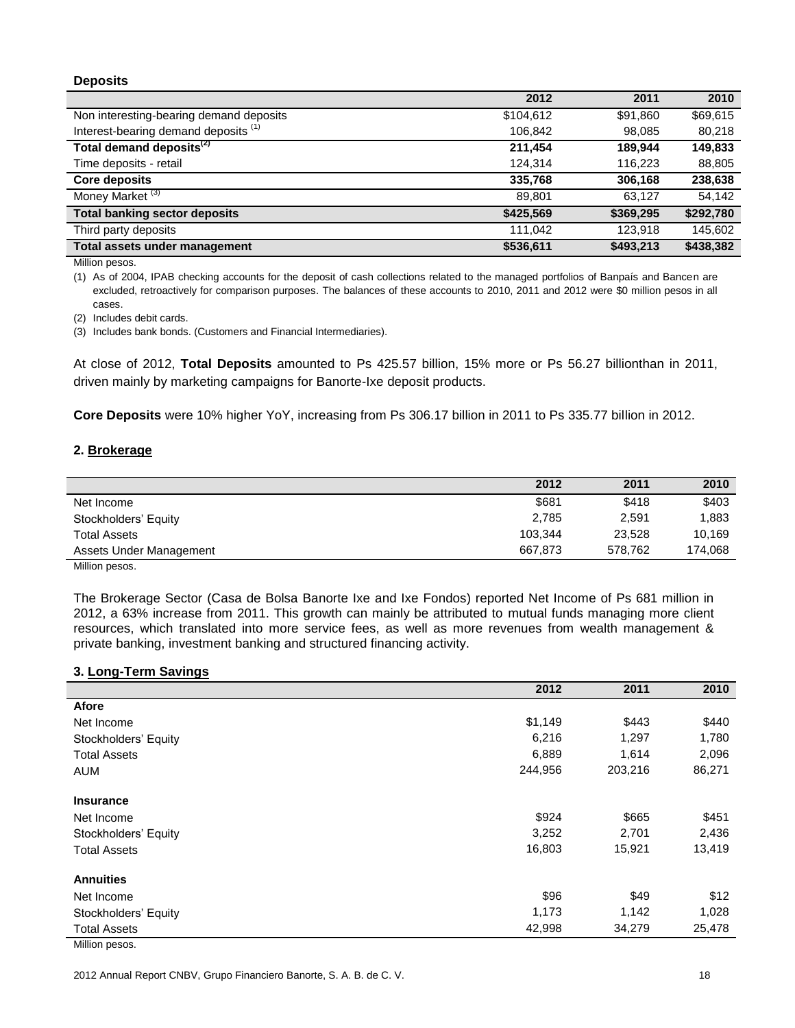**Deposits**

| | 2012 | 2011 | 2010 |
|---|---|---|---|
| Non interesting-bearing demand deposits | $104,612 | $91,860 | $69,615 |
| Interest-bearing demand deposits [(1)] | 106,842 | 98,085 | 80,218 |
| **Total demand deposits[(2)]** | **211,454** | **189,944** | **149,833** |
| Time deposits - retail | 124,314 | 116,223 | 88,805 |
| **Core deposits** | **335,768** | **306,168** | **238,638** |
| Money Market [(3)] | 89,801 | 63,127 | 54,142 |
| **Total banking sector deposits** | **$425,569** | **$369,295** | **$292,780** |
| Third party deposits | 111,042 | 123,918 | 145,602 |
| **Total assets under management** | **$536,611** | **$493,213** | **$438,382** |

Million pesos.

(1) As of 2004, IPAB checking accounts for the deposit of cash collections related to the managed portfolios of Banpaís and Bancen are excluded, retroactively for comparison purposes. The balances of these accounts to 2010, 2011 and 2012 were $0 million pesos in all cases.

(2) Includes debit cards.

(3) Includes bank bonds. (Customers and Financial Intermediaries).

At close of 2012, **Total Deposits** amounted to Ps 425.57 billion, 15% more or Ps 56.27 billionthan in 2011, driven mainly by marketing campaigns for Banorte-Ixe deposit products.

**Core Deposits** were 10% higher YoY, increasing from Ps 306.17 billion in 2011 to Ps 335.77 billion in 2012.

### 2. Brokerage

| | 2012 | 2011 | 2010 |
|---|---|---|---|
| Net Income | $681 | $418 | $403 |
| Stockholders' Equity | 2,785 | 2,591 | 1,883 |
| Total Assets | 103,344 | 23,528 | 10,169 |
| Assets Under Management | 667,873 | 578,762 | 174,068 |

Million pesos.

The Brokerage Sector (Casa de Bolsa Banorte Ixe and Ixe Fondos) reported Net Income of Ps 681 million in 2012, a 63% increase from 2011. This growth can mainly be attributed to mutual funds managing more client resources, which translated into more service fees, as well as more revenues from wealth management & private banking, investment banking and structured financing activity.

### 3. Long-Term Savings

| | 2012 | 2011 | 2010 |
|---|---|---|---|
| **Afore** | | | |
| Net Income | $1,149 | $443 | $440 |
| Stockholders' Equity | 6,216 | 1,297 | 1,780 |
| Total Assets | 6,889 | 1,614 | 2,096 |
| AUM | 244,956 | 203,216 | 86,271 |
| **Insurance** | | | |
| Net Income | $924 | $665 | $451 |
| Stockholders' Equity | 3,252 | 2,701 | 2,436 |
| Total Assets | 16,803 | 15,921 | 13,419 |
| **Annuities** | | | |
| Net Income | $96 | $49 | $12 |
| Stockholders' Equity | 1,173 | 1,142 | 1,028 |
| Total Assets | 42,998 | 34,279 | 25,478 |

Million pesos.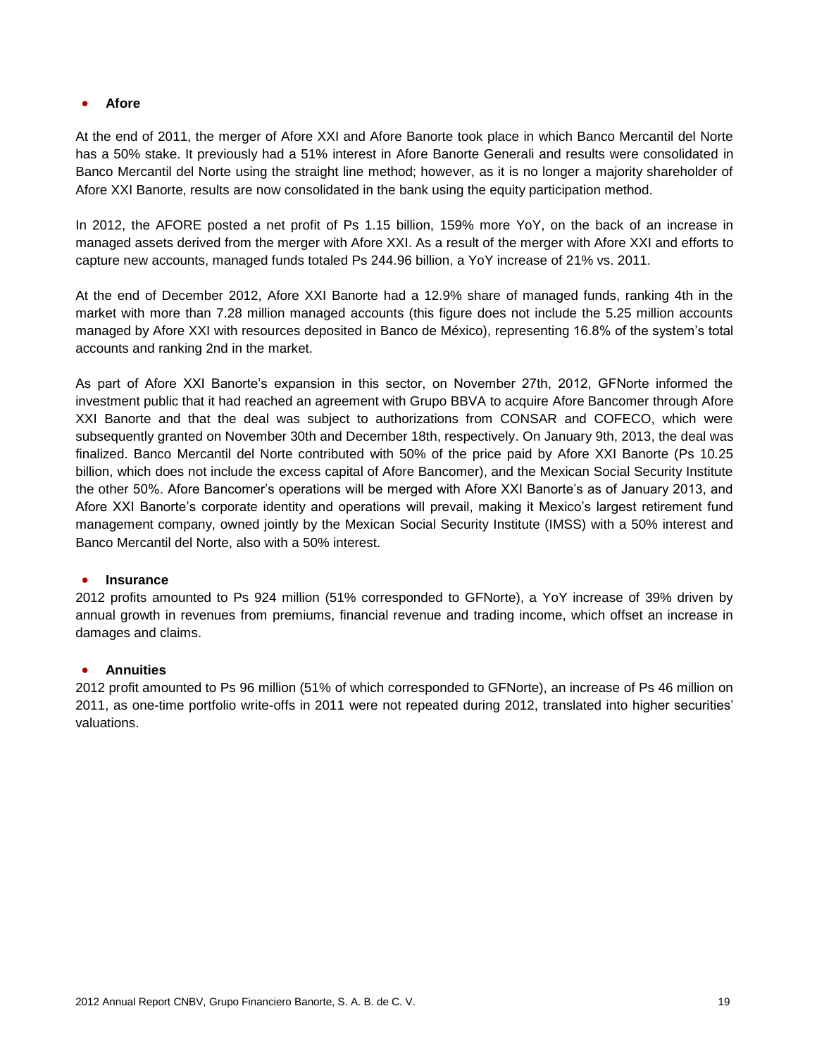- **Afore**

At the end of 2011, the merger of Afore XXI and Afore Banorte took place in which Banco Mercantil del Norte has a 50% stake. It previously had a 51% interest in Afore Banorte Generali and results were consolidated in Banco Mercantil del Norte using the straight line method; however, as it is no longer a majority shareholder of Afore XXI Banorte, results are now consolidated in the bank using the equity participation method.

In 2012, the AFORE posted a net profit of Ps 1.15 billion, 159% more YoY, on the back of an increase in managed assets derived from the merger with Afore XXI. As a result of the merger with Afore XXI and efforts to capture new accounts, managed funds totaled Ps 244.96 billion, a YoY increase of 21% vs. 2011.

At the end of December 2012, Afore XXI Banorte had a 12.9% share of managed funds, ranking 4th in the market with more than 7.28 million managed accounts (this figure does not include the 5.25 million accounts managed by Afore XXI with resources deposited in Banco de México), representing 16.8% of the system's total accounts and ranking 2nd in the market.

As part of Afore XXI Banorte's expansion in this sector, on November 27th, 2012, GFNorte informed the investment public that it had reached an agreement with Grupo BBVA to acquire Afore Bancomer through Afore XXI Banorte and that the deal was subject to authorizations from CONSAR and COFECO, which were subsequently granted on November 30th and December 18th, respectively. On January 9th, 2013, the deal was finalized. Banco Mercantil del Norte contributed with 50% of the price paid by Afore XXI Banorte (Ps 10.25 billion, which does not include the excess capital of Afore Bancomer), and the Mexican Social Security Institute the other 50%. Afore Bancomer's operations will be merged with Afore XXI Banorte's as of January 2013, and Afore XXI Banorte's corporate identity and operations will prevail, making it Mexico's largest retirement fund management company, owned jointly by the Mexican Social Security Institute (IMSS) with a 50% interest and Banco Mercantil del Norte, also with a 50% interest.

- **Insurance**

2012 profits amounted to Ps 924 million (51% corresponded to GFNorte), a YoY increase of 39% driven by annual growth in revenues from premiums, financial revenue and trading income, which offset an increase in damages and claims.

- **Annuities**

2012 profit amounted to Ps 96 million (51% of which corresponded to GFNorte), an increase of Ps 46 million on 2011, as one-time portfolio write-offs in 2011 were not repeated during 2012, translated into higher securities' valuations.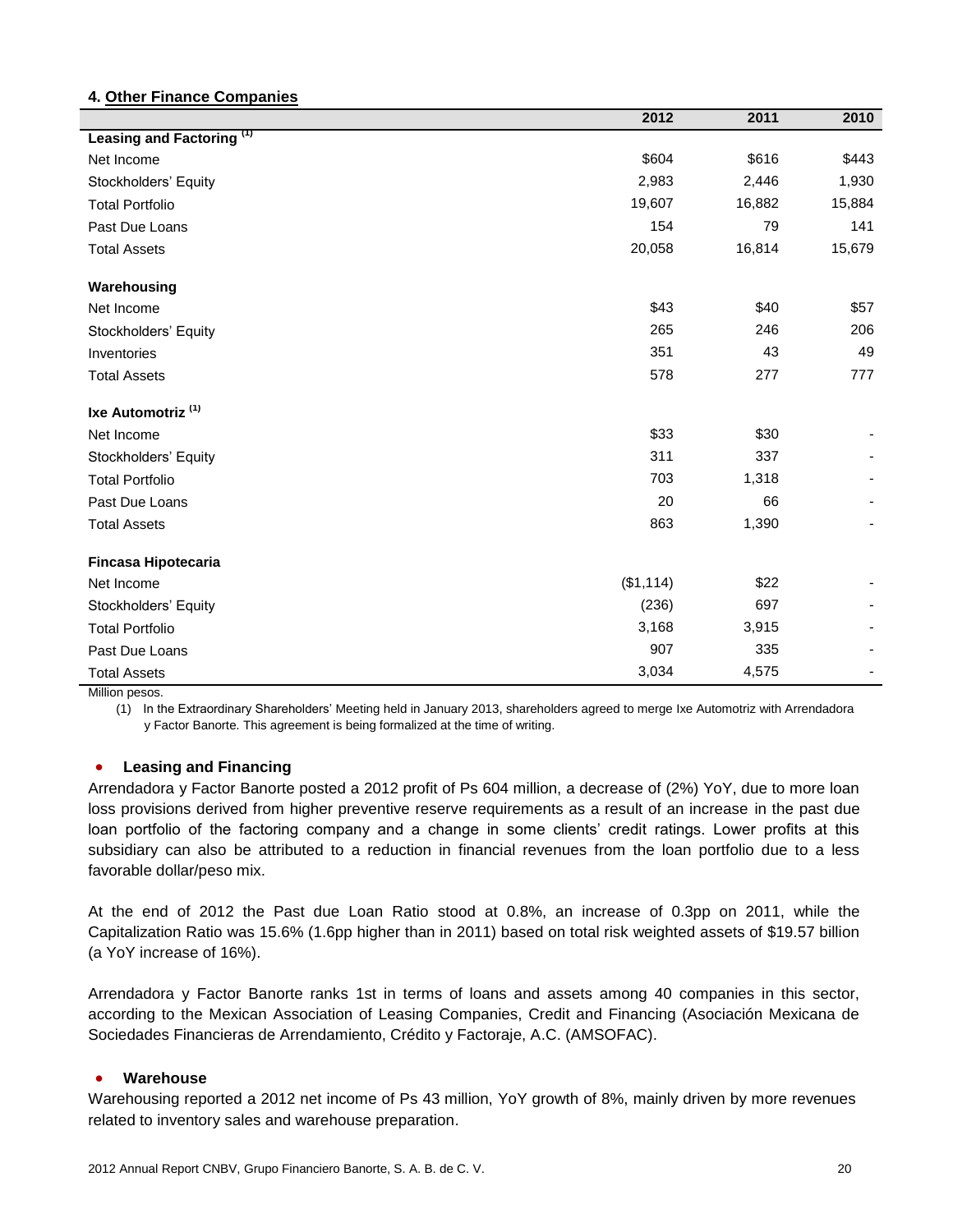## 4. Other Finance Companies

| | 2012 | 2011 | 2010 |
|---|---|---|---|
| **Leasing and Factoring [1]** | | | |
| Net Income | \$604 | \$616 | \$443 |
| Stockholders' Equity | 2,983 | 2,446 | 1,930 |
| Total Portfolio | 19,607 | 16,882 | 15,884 |
| Past Due Loans | 154 | 79 | 141 |
| Total Assets | 20,058 | 16,814 | 15,679 |
| **Warehousing** | | | |
| Net Income | \$43 | \$40 | \$57 |
| Stockholders' Equity | 265 | 246 | 206 |
| Inventories | 351 | 43 | 49 |
| Total Assets | 578 | 277 | 777 |
| **Ixe Automotriz [1]** | | | |
| Net Income | \$33 | \$30 | - |
| Stockholders' Equity | 311 | 337 | - |
| Total Portfolio | 703 | 1,318 | - |
| Past Due Loans | 20 | 66 | - |
| Total Assets | 863 | 1,390 | - |
| **Fincasa Hipotecaria** | | | |
| Net Income | (\$1,114) | \$22 | - |
| Stockholders' Equity | (236) | 697 | - |
| Total Portfolio | 3,168 | 3,915 | - |
| Past Due Loans | 907 | 335 | - |
| Total Assets | 3,034 | 4,575 | - |

Million pesos.

(1) In the Extraordinary Shareholders' Meeting held in January 2013, shareholders agreed to merge Ixe Automotriz with Arrendadora y Factor Banorte. This agreement is being formalized at the time of writing.

- **Leasing and Financing**

Arrendadora y Factor Banorte posted a 2012 profit of Ps 604 million, a decrease of (2%) YoY, due to more loan loss provisions derived from higher preventive reserve requirements as a result of an increase in the past due loan portfolio of the factoring company and a change in some clients' credit ratings. Lower profits at this subsidiary can also be attributed to a reduction in financial revenues from the loan portfolio due to a less favorable dollar/peso mix.

At the end of 2012 the Past due Loan Ratio stood at 0.8%, an increase of 0.3pp on 2011, while the Capitalization Ratio was 15.6% (1.6pp higher than in 2011) based on total risk weighted assets of \$19.57 billion (a YoY increase of 16%).

Arrendadora y Factor Banorte ranks 1st in terms of loans and assets among 40 companies in this sector, according to the Mexican Association of Leasing Companies, Credit and Financing (Asociación Mexicana de Sociedades Financieras de Arrendamiento, Crédito y Factoraje, A.C. (AMSOFAC).

- **Warehouse**

Warehousing reported a 2012 net income of Ps 43 million, YoY growth of 8%, mainly driven by more revenues related to inventory sales and warehouse preparation.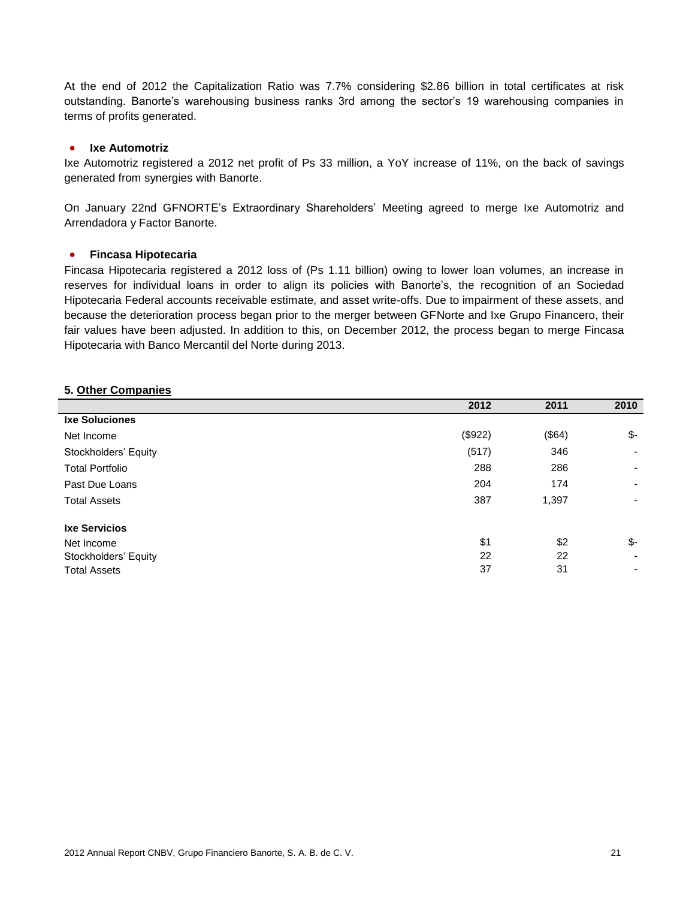At the end of 2012 the Capitalization Ratio was 7.7% considering $2.86 billion in total certificates at risk outstanding. Banorte's warehousing business ranks 3rd among the sector's 19 warehousing companies in terms of profits generated.

- **Ixe Automotriz**

Ixe Automotriz registered a 2012 net profit of Ps 33 million, a YoY increase of 11%, on the back of savings generated from synergies with Banorte.

On January 22nd GFNORTE's Extraordinary Shareholders' Meeting agreed to merge Ixe Automotriz and Arrendadora y Factor Banorte.

- **Fincasa Hipotecaria**

Fincasa Hipotecaria registered a 2012 loss of (Ps 1.11 billion) owing to lower loan volumes, an increase in reserves for individual loans in order to align its policies with Banorte's, the recognition of an Sociedad Hipotecaria Federal accounts receivable estimate, and asset write-offs. Due to impairment of these assets, and because the deterioration process began prior to the merger between GFNorte and Ixe Grupo Financero, their fair values have been adjusted. In addition to this, on December 2012, the process began to merge Fincasa Hipotecaria with Banco Mercantil del Norte during 2013.

### 5. Other Companies

| | 2012 | 2011 | 2010 |
|---|---|---|---|
| **Ixe Soluciones** | | | |
| Net Income | ($922) | ($64) | $- |
| Stockholders' Equity | (517) | 346 | - |
| Total Portfolio | 288 | 286 | - |
| Past Due Loans | 204 | 174 | - |
| Total Assets | 387 | 1,397 | - |
| **Ixe Servicios** | | | |
| Net Income | $1 | $2 | $- |
| Stockholders' Equity | 22 | 22 | - |
| Total Assets | 37 | 31 | - |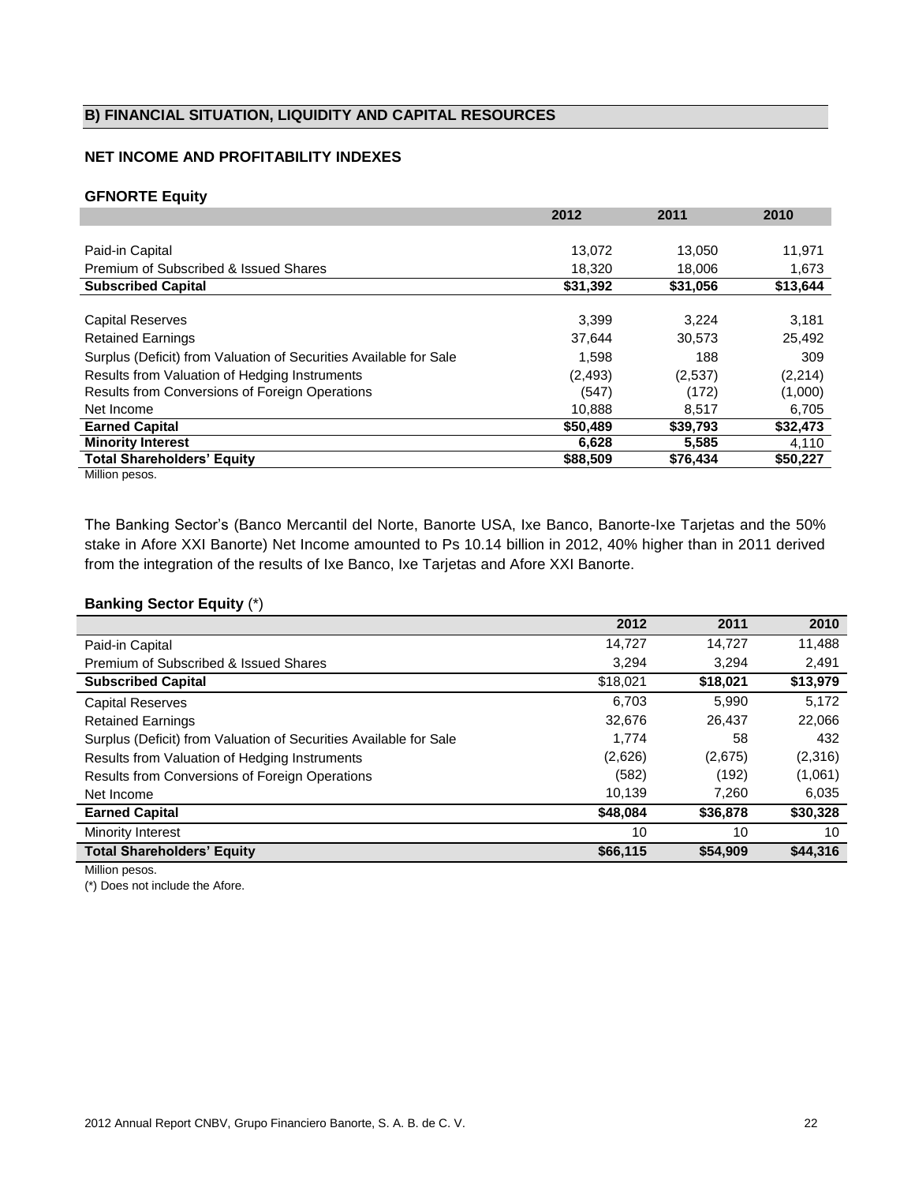## B) FINANCIAL SITUATION, LIQUIDITY AND CAPITAL RESOURCES

### NET INCOME AND PROFITABILITY INDEXES

**GFNORTE Equity**

| | 2012 | 2011 | 2010 |
|---|---|---|---|
| Paid-in Capital | 13,072 | 13,050 | 11,971 |
| Premium of Subscribed & Issued Shares | 18,320 | 18,006 | 1,673 |
| **Subscribed Capital** | **$31,392** | **$31,056** | **$13,644** |
| Capital Reserves | 3,399 | 3,224 | 3,181 |
| Retained Earnings | 37,644 | 30,573 | 25,492 |
| Surplus (Deficit) from Valuation of Securities Available for Sale | 1,598 | 188 | 309 |
| Results from Valuation of Hedging Instruments | (2,493) | (2,537) | (2,214) |
| Results from Conversions of Foreign Operations | (547) | (172) | (1,000) |
| Net Income | 10,888 | 8,517 | 6,705 |
| **Earned Capital** | **$50,489** | **$39,793** | **$32,473** |
| **Minority Interest** | **6,628** | **5,585** | 4,110 |
| **Total Shareholders' Equity** | **$88,509** | **$76,434** | **$50,227** |

Million pesos.

The Banking Sector's (Banco Mercantil del Norte, Banorte USA, Ixe Banco, Banorte-Ixe Tarjetas and the 50% stake in Afore XXI Banorte) Net Income amounted to Ps 10.14 billion in 2012, 40% higher than in 2011 derived from the integration of the results of Ixe Banco, Ixe Tarjetas and Afore XXI Banorte.

**Banking Sector Equity** (*)

| | 2012 | 2011 | 2010 |
|---|---|---|---|
| Paid-in Capital | 14,727 | 14,727 | 11,488 |
| Premium of Subscribed & Issued Shares | 3,294 | 3,294 | 2,491 |
| **Subscribed Capital** | $18,021 | **$18,021** | **$13,979** |
| Capital Reserves | 6,703 | 5,990 | 5,172 |
| Retained Earnings | 32,676 | 26,437 | 22,066 |
| Surplus (Deficit) from Valuation of Securities Available for Sale | 1,774 | 58 | 432 |
| Results from Valuation of Hedging Instruments | (2,626) | (2,675) | (2,316) |
| Results from Conversions of Foreign Operations | (582) | (192) | (1,061) |
| Net Income | 10,139 | 7,260 | 6,035 |
| **Earned Capital** | **$48,084** | **$36,878** | **$30,328** |
| Minority Interest | 10 | 10 | 10 |
| **Total Shareholders' Equity** | **$66,115** | **$54,909** | **$44,316** |

Million pesos.

(*) Does not include the Afore.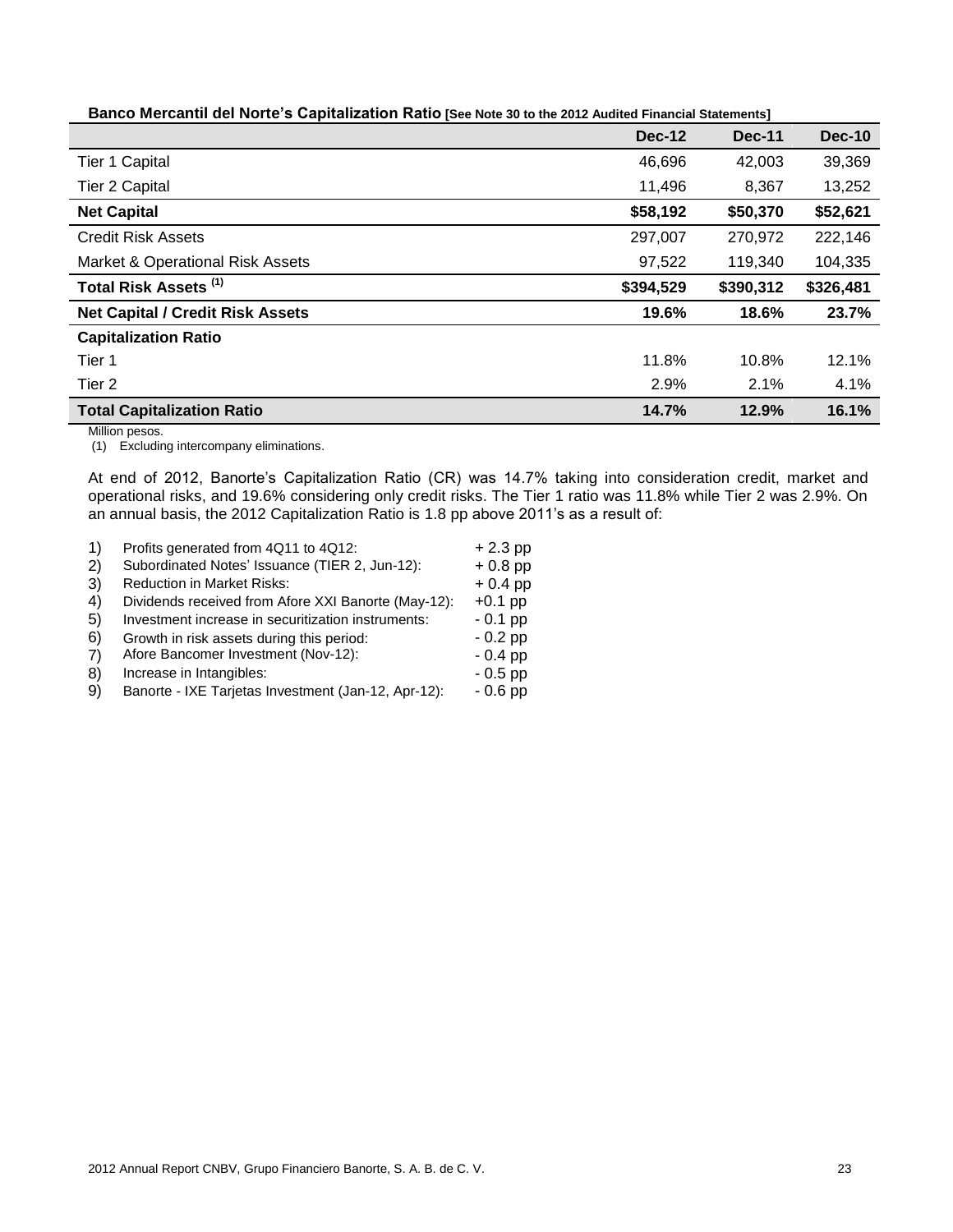**Banco Mercantil del Norte's Capitalization Ratio [See Note 30 to the 2012 Audited Financial Statements]**

| | Dec-12 | Dec-11 | Dec-10 |
|---|---|---|---|
| Tier 1 Capital | 46,696 | 42,003 | 39,369 |
| Tier 2 Capital | 11,496 | 8,367 | 13,252 |
| **Net Capital** | **$58,192** | **$50,370** | **$52,621** |
| Credit Risk Assets | 297,007 | 270,972 | 222,146 |
| Market & Operational Risk Assets | 97,522 | 119,340 | 104,335 |
| **Total Risk Assets (1)** | **$394,529** | **$390,312** | **$326,481** |
| **Net Capital / Credit Risk Assets** | **19.6%** | **18.6%** | **23.7%** |
| **Capitalization Ratio** | | | |
| Tier 1 | 11.8% | 10.8% | 12.1% |
| Tier 2 | 2.9% | 2.1% | 4.1% |
| **Total Capitalization Ratio** | **14.7%** | **12.9%** | **16.1%** |

Million pesos.
(1) Excluding intercompany eliminations.

At end of 2012, Banorte's Capitalization Ratio (CR) was 14.7% taking into consideration credit, market and operational risks, and 19.6% considering only credit risks. The Tier 1 ratio was 11.8% while Tier 2 was 2.9%. On an annual basis, the 2012 Capitalization Ratio is 1.8 pp above 2011's as a result of:

1) Profits generated from 4Q11 to 4Q12: + 2.3 pp
2) Subordinated Notes' Issuance (TIER 2, Jun-12): + 0.8 pp
3) Reduction in Market Risks: + 0.4 pp
4) Dividends received from Afore XXI Banorte (May-12): +0.1 pp
5) Investment increase in securitization instruments: - 0.1 pp
6) Growth in risk assets during this period: - 0.2 pp
7) Afore Bancomer Investment (Nov-12): - 0.4 pp
8) Increase in Intangibles: - 0.5 pp
9) Banorte - IXE Tarjetas Investment (Jan-12, Apr-12): - 0.6 pp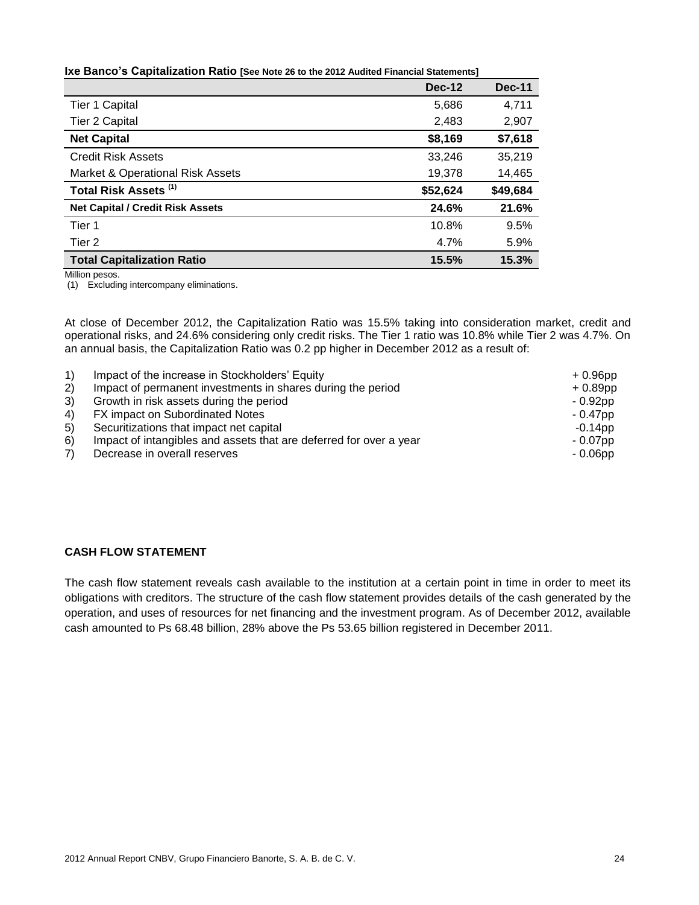**Ixe Banco's Capitalization Ratio [See Note 26 to the 2012 Audited Financial Statements]**

| | Dec-12 | Dec-11 |
|---|---|---|
| Tier 1 Capital | 5,686 | 4,711 |
| Tier 2 Capital | 2,483 | 2,907 |
| **Net Capital** | **$8,169** | **$7,618** |
| Credit Risk Assets | 33,246 | 35,219 |
| Market & Operational Risk Assets | 19,378 | 14,465 |
| **Total Risk Assets [(1)]** | **$52,624** | **$49,684** |
| **Net Capital / Credit Risk Assets** | **24.6%** | **21.6%** |
| Tier 1 | 10.8% | 9.5% |
| Tier 2 | 4.7% | 5.9% |
| **Total Capitalization Ratio** | **15.5%** | **15.3%** |

Million pesos.
(1) Excluding intercompany eliminations.

At close of December 2012, the Capitalization Ratio was 15.5% taking into consideration market, credit and operational risks, and 24.6% considering only credit risks. The Tier 1 ratio was 10.8% while Tier 2 was 4.7%. On an annual basis, the Capitalization Ratio was 0.2 pp higher in December 2012 as a result of:

| | | |
|---|---|---|
| 1) | Impact of the increase in Stockholders' Equity | + 0.96pp |
| 2) | Impact of permanent investments in shares during the period | + 0.89pp |
| 3) | Growth in risk assets during the period | - 0.92pp |
| 4) | FX impact on Subordinated Notes | - 0.47pp |
| 5) | Securitizations that impact net capital | -0.14pp |
| 6) | Impact of intangibles and assets that are deferred for over a year | - 0.07pp |
| 7) | Decrease in overall reserves | - 0.06pp |

**CASH FLOW STATEMENT**

The cash flow statement reveals cash available to the institution at a certain point in time in order to meet its obligations with creditors. The structure of the cash flow statement provides details of the cash generated by the operation, and uses of resources for net financing and the investment program. As of December 2012, available cash amounted to Ps 68.48 billion, 28% above the Ps 53.65 billion registered in December 2011.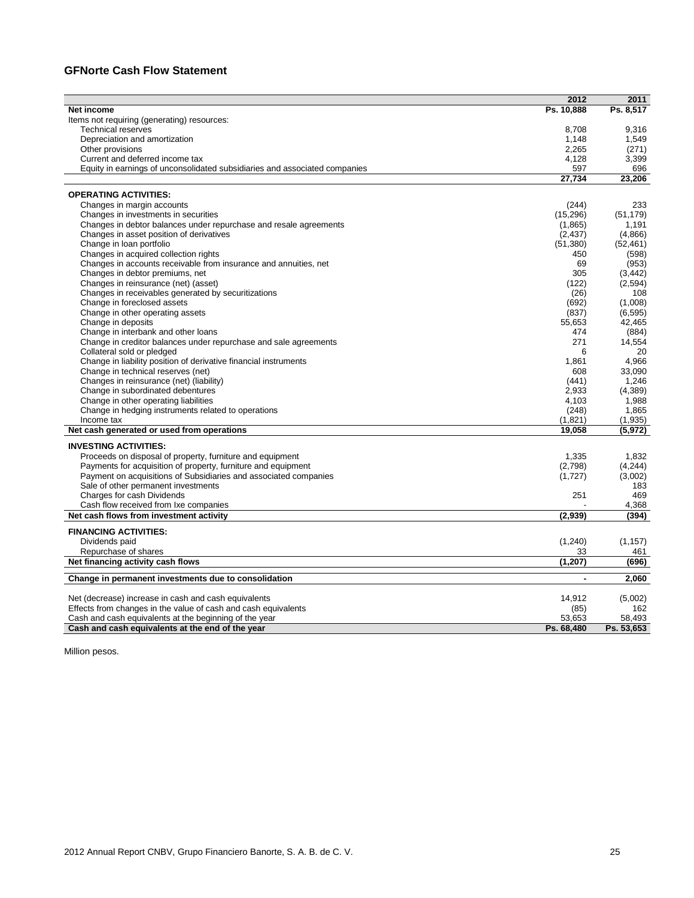## GFNorte Cash Flow Statement

| | 2012 | 2011 |
|---|---|---|
| **Net income** | **Ps. 10,888** | **Ps. 8,517** |
| Items not requiring (generating) resources: | | |
| Technical reserves | 8,708 | 9,316 |
| Depreciation and amortization | 1,148 | 1,549 |
| Other provisions | 2,265 | (271) |
| Current and deferred income tax | 4,128 | 3,399 |
| Equity in earnings of unconsolidated subsidiaries and associated companies | 597 | 696 |
| | **27,734** | **23,206** |
| **OPERATING ACTIVITIES:** | | |
| Changes in margin accounts | (244) | 233 |
| Changes in investments in securities | (15,296) | (51,179) |
| Changes in debtor balances under repurchase and resale agreements | (1,865) | 1,191 |
| Changes in asset position of derivatives | (2,437) | (4,866) |
| Change in loan portfolio | (51,380) | (52,461) |
| Changes in acquired collection rights | 450 | (598) |
| Changes in accounts receivable from insurance and annuities, net | 69 | (953) |
| Changes in debtor premiums, net | 305 | (3,442) |
| Changes in reinsurance (net) (asset) | (122) | (2,594) |
| Changes in receivables generated by securitizations | (26) | 108 |
| Change in foreclosed assets | (692) | (1,008) |
| Change in other operating assets | (837) | (6,595) |
| Change in deposits | 55,653 | 42,465 |
| Change in interbank and other loans | 474 | (884) |
| Change in creditor balances under repurchase and sale agreements | 271 | 14,554 |
| Collateral sold or pledged | 6 | 20 |
| Change in liability position of derivative financial instruments | 1,861 | 4,966 |
| Change in technical reserves (net) | 608 | 33,090 |
| Changes in reinsurance (net) (liability) | (441) | 1,246 |
| Change in subordinated debentures | 2,933 | (4,389) |
| Change in other operating liabilities | 4,103 | 1,988 |
| Change in hedging instruments related to operations | (248) | 1,865 |
| Income tax | (1,821) | (1,935) |
| **Net cash generated or used from operations** | **19,058** | **(5,972)** |
| **INVESTING ACTIVITIES:** | | |
| Proceeds on disposal of property, furniture and equipment | 1,335 | 1,832 |
| Payments for acquisition of property, furniture and equipment | (2,798) | (4,244) |
| Payment on acquisitions of Subsidiaries and associated companies | (1,727) | (3,002) |
| Sale of other permanent investments | | 183 |
| Charges for cash Dividends | 251 | 469 |
| Cash flow received from Ixe companies | - | 4,368 |
| **Net cash flows from investment activity** | **(2,939)** | **(394)** |
| **FINANCING ACTIVITIES:** | | |
| Dividends paid | (1,240) | (1,157) |
| Repurchase of shares | 33 | 461 |
| **Net financing activity cash flows** | **(1,207)** | **(696)** |
| **Change in permanent investments due to consolidation** | **-** | **2,060** |
| Net (decrease) increase in cash and cash equivalents | 14,912 | (5,002) |
| Effects from changes in the value of cash and cash equivalents | (85) | 162 |
| Cash and cash equivalents at the beginning of the year | 53,653 | 58,493 |
| **Cash and cash equivalents at the end of the year** | **Ps. 68,480** | **Ps. 53,653** |

Million pesos.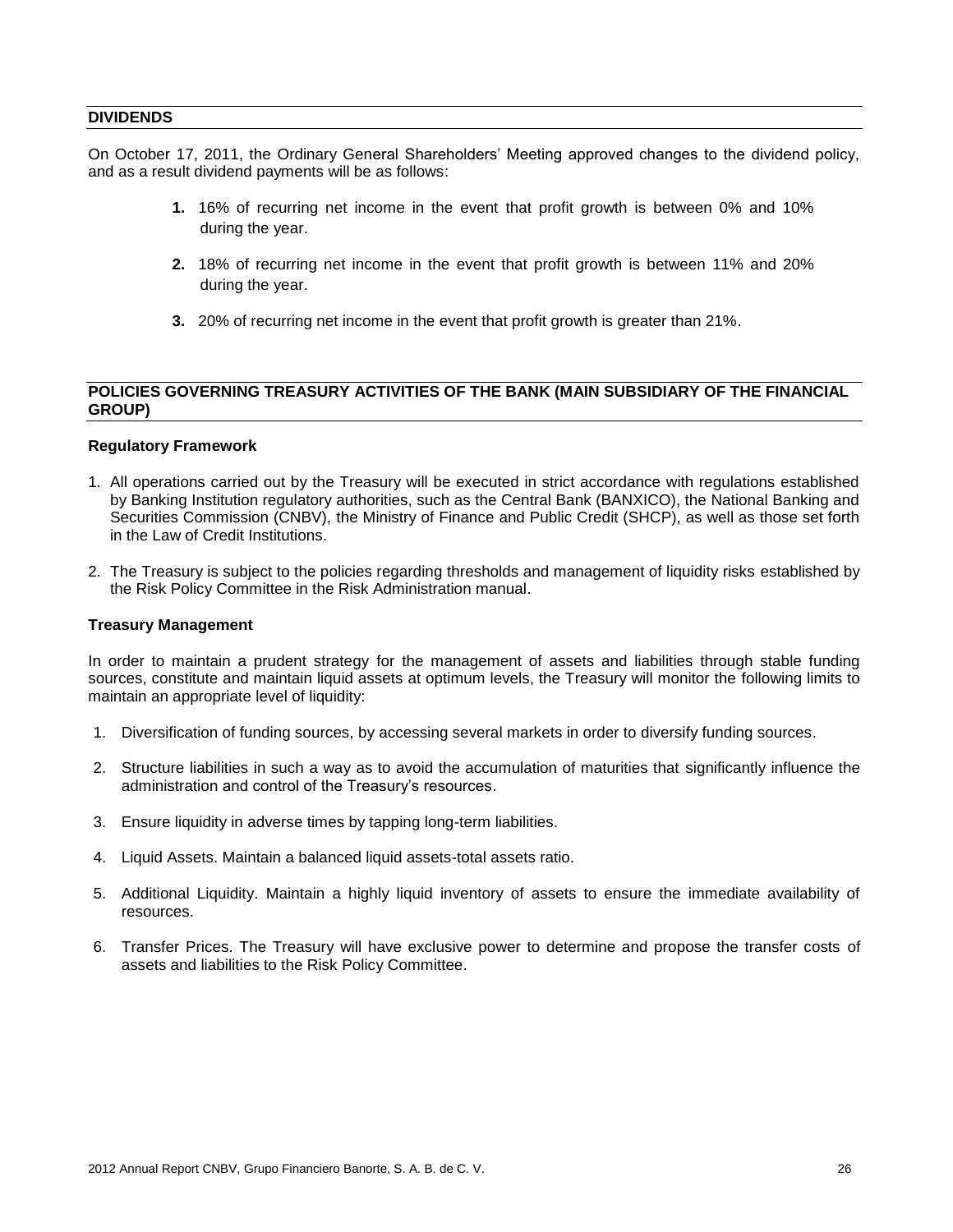## DIVIDENDS

On October 17, 2011, the Ordinary General Shareholders' Meeting approved changes to the dividend policy, and as a result dividend payments will be as follows:

1. 16% of recurring net income in the event that profit growth is between 0% and 10% during the year.
2. 18% of recurring net income in the event that profit growth is between 11% and 20% during the year.
3. 20% of recurring net income in the event that profit growth is greater than 21%.

## POLICIES GOVERNING TREASURY ACTIVITIES OF THE BANK (MAIN SUBSIDIARY OF THE FINANCIAL GROUP)

### Regulatory Framework

1. All operations carried out by the Treasury will be executed in strict accordance with regulations established by Banking Institution regulatory authorities, such as the Central Bank (BANXICO), the National Banking and Securities Commission (CNBV), the Ministry of Finance and Public Credit (SHCP), as well as those set forth in the Law of Credit Institutions.
2. The Treasury is subject to the policies regarding thresholds and management of liquidity risks established by the Risk Policy Committee in the Risk Administration manual.

### Treasury Management

In order to maintain a prudent strategy for the management of assets and liabilities through stable funding sources, constitute and maintain liquid assets at optimum levels, the Treasury will monitor the following limits to maintain an appropriate level of liquidity:

1. Diversification of funding sources, by accessing several markets in order to diversify funding sources.
2. Structure liabilities in such a way as to avoid the accumulation of maturities that significantly influence the administration and control of the Treasury's resources.
3. Ensure liquidity in adverse times by tapping long-term liabilities.
4. Liquid Assets. Maintain a balanced liquid assets-total assets ratio.
5. Additional Liquidity. Maintain a highly liquid inventory of assets to ensure the immediate availability of resources.
6. Transfer Prices. The Treasury will have exclusive power to determine and propose the transfer costs of assets and liabilities to the Risk Policy Committee.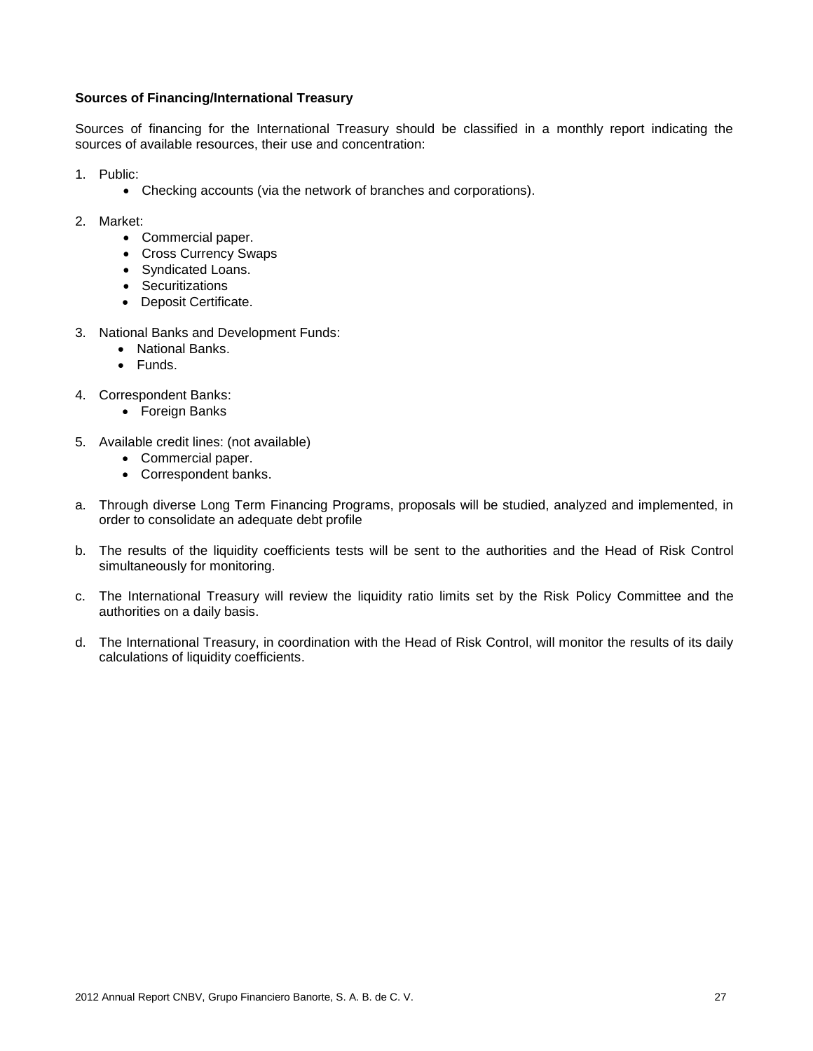**Sources of Financing/International Treasury**

Sources of financing for the International Treasury should be classified in a monthly report indicating the sources of available resources, their use and concentration:

1. Public:
   - Checking accounts (via the network of branches and corporations).

2. Market:
   - Commercial paper.
   - Cross Currency Swaps
   - Syndicated Loans.
   - Securitizations
   - Deposit Certificate.

3. National Banks and Development Funds:
   - National Banks.
   - Funds.

4. Correspondent Banks:
   - Foreign Banks

5. Available credit lines: (not available)
   - Commercial paper.
   - Correspondent banks.

a. Through diverse Long Term Financing Programs, proposals will be studied, analyzed and implemented, in order to consolidate an adequate debt profile

b. The results of the liquidity coefficients tests will be sent to the authorities and the Head of Risk Control simultaneously for monitoring.

c. The International Treasury will review the liquidity ratio limits set by the Risk Policy Committee and the authorities on a daily basis.

d. The International Treasury, in coordination with the Head of Risk Control, will monitor the results of its daily calculations of liquidity coefficients.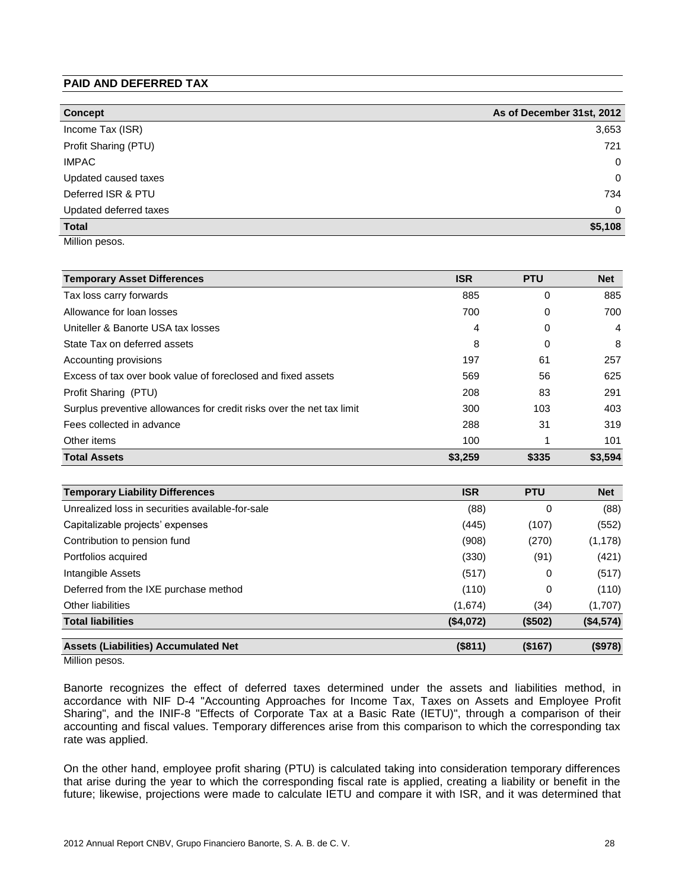## PAID AND DEFERRED TAX

| Concept | As of December 31st, 2012 |
|---|---|
| Income Tax (ISR) | 3,653 |
| Profit Sharing (PTU) | 721 |
| IMPAC | 0 |
| Updated caused taxes | 0 |
| Deferred ISR & PTU | 734 |
| Updated deferred taxes | 0 |
| **Total** | **$5,108** |

Million pesos.

| Temporary Asset Differences | ISR | PTU | Net |
|---|---|---|---|
| Tax loss carry forwards | 885 | 0 | 885 |
| Allowance for loan losses | 700 | 0 | 700 |
| Uniteller & Banorte USA tax losses | 4 | 0 | 4 |
| State Tax on deferred assets | 8 | 0 | 8 |
| Accounting provisions | 197 | 61 | 257 |
| Excess of tax over book value of foreclosed and fixed assets | 569 | 56 | 625 |
| Profit Sharing (PTU) | 208 | 83 | 291 |
| Surplus preventive allowances for credit risks over the net tax limit | 300 | 103 | 403 |
| Fees collected in advance | 288 | 31 | 319 |
| Other items | 100 | 1 | 101 |
| **Total Assets** | **$3,259** | **$335** | **$3,594** |

| Temporary Liability Differences | ISR | PTU | Net |
|---|---|---|---|
| Unrealized loss in securities available-for-sale | (88) | 0 | (88) |
| Capitalizable projects' expenses | (445) | (107) | (552) |
| Contribution to pension fund | (908) | (270) | (1,178) |
| Portfolios acquired | (330) | (91) | (421) |
| Intangible Assets | (517) | 0 | (517) |
| Deferred from the IXE purchase method | (110) | 0 | (110) |
| Other liabilities | (1,674) | (34) | (1,707) |
| **Total liabilities** | **($4,072)** | **($502)** | **($4,574)** |
| **Assets (Liabilities) Accumulated Net** | **($811)** | **($167)** | **($978)** |

Million pesos.

Banorte recognizes the effect of deferred taxes determined under the assets and liabilities method, in accordance with NIF D-4 "Accounting Approaches for Income Tax, Taxes on Assets and Employee Profit Sharing", and the INIF-8 "Effects of Corporate Tax at a Basic Rate (IETU)", through a comparison of their accounting and fiscal values. Temporary differences arise from this comparison to which the corresponding tax rate was applied.

On the other hand, employee profit sharing (PTU) is calculated taking into consideration temporary differences that arise during the year to which the corresponding fiscal rate is applied, creating a liability or benefit in the future; likewise, projections were made to calculate IETU and compare it with ISR, and it was determined that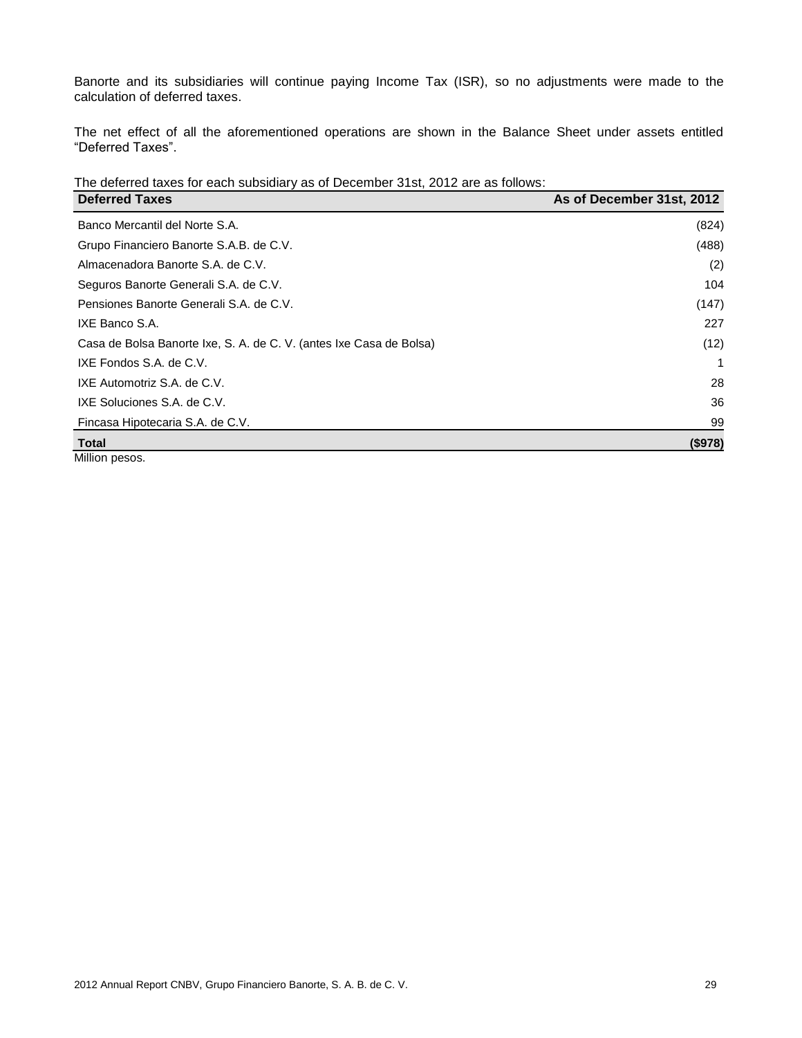Banorte and its subsidiaries will continue paying Income Tax (ISR), so no adjustments were made to the calculation of deferred taxes.

The net effect of all the aforementioned operations are shown in the Balance Sheet under assets entitled "Deferred Taxes".

The deferred taxes for each subsidiary as of December 31st, 2012 are as follows:

| Deferred Taxes | As of December 31st, 2012 |
|---|---|
| Banco Mercantil del Norte S.A. | (824) |
| Grupo Financiero Banorte S.A.B. de C.V. | (488) |
| Almacenadora Banorte S.A. de C.V. | (2) |
| Seguros Banorte Generali S.A. de C.V. | 104 |
| Pensiones Banorte Generali S.A. de C.V. | (147) |
| IXE Banco S.A. | 227 |
| Casa de Bolsa Banorte Ixe, S. A. de C. V. (antes Ixe Casa de Bolsa) | (12) |
| IXE Fondos S.A. de C.V. | 1 |
| IXE Automotriz S.A. de C.V. | 28 |
| IXE Soluciones S.A. de C.V. | 36 |
| Fincasa Hipotecaria S.A. de C.V. | 99 |
| **Total** | **($978)** |

Million pesos.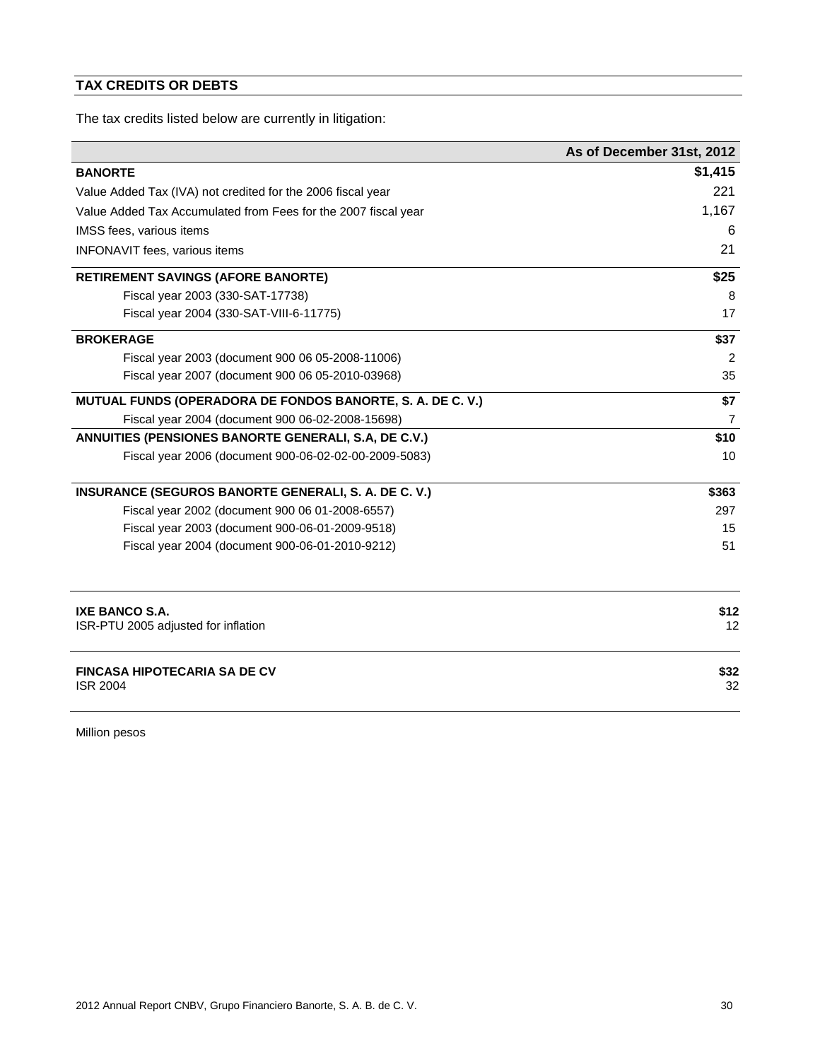## TAX CREDITS OR DEBTS

The tax credits listed below are currently in litigation:

| | As of December 31st, 2012 |
|---|---|
| **BANORTE** | **$1,415** |
| Value Added Tax (IVA) not credited for the 2006 fiscal year | 221 |
| Value Added Tax Accumulated from Fees for the 2007 fiscal year | 1,167 |
| IMSS fees, various items | 6 |
| INFONAVIT fees, various items | 21 |
| **RETIREMENT SAVINGS (AFORE BANORTE)** | **$25** |
| Fiscal year 2003 (330-SAT-17738) | 8 |
| Fiscal year 2004 (330-SAT-VIII-6-11775) | 17 |
| **BROKERAGE** | **$37** |
| Fiscal year 2003 (document 900 06 05-2008-11006) | 2 |
| Fiscal year 2007 (document 900 06 05-2010-03968) | 35 |
| **MUTUAL FUNDS (OPERADORA DE FONDOS BANORTE, S. A. DE C. V.)** | **$7** |
| Fiscal year 2004 (document 900 06-02-2008-15698) | 7 |
| **ANNUITIES (PENSIONES BANORTE GENERALI, S.A, DE C.V.)** | **$10** |
| Fiscal year 2006 (document 900-06-02-02-00-2009-5083) | 10 |
| **INSURANCE (SEGUROS BANORTE GENERALI, S. A. DE C. V.)** | **$363** |
| Fiscal year 2002 (document 900 06 01-2008-6557) | 297 |
| Fiscal year 2003 (document 900-06-01-2009-9518) | 15 |
| Fiscal year 2004 (document 900-06-01-2010-9212) | 51 |
| **IXE BANCO S.A.** | **$12** |
| ISR-PTU 2005 adjusted for inflation | 12 |
| **FINCASA HIPOTECARIA SA DE CV** | **$32** |
| ISR 2004 | 32 |

Million pesos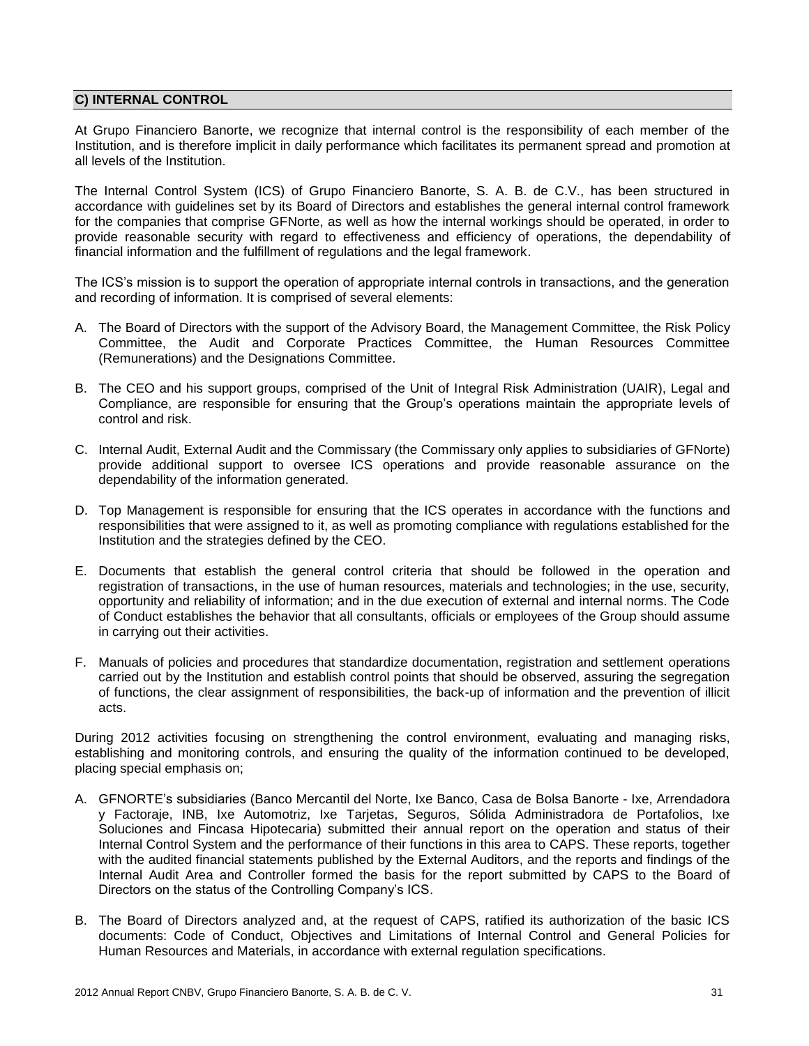## C) INTERNAL CONTROL

At Grupo Financiero Banorte, we recognize that internal control is the responsibility of each member of the Institution, and is therefore implicit in daily performance which facilitates its permanent spread and promotion at all levels of the Institution.

The Internal Control System (ICS) of Grupo Financiero Banorte, S. A. B. de C.V., has been structured in accordance with guidelines set by its Board of Directors and establishes the general internal control framework for the companies that comprise GFNorte, as well as how the internal workings should be operated, in order to provide reasonable security with regard to effectiveness and efficiency of operations, the dependability of financial information and the fulfillment of regulations and the legal framework.

The ICS's mission is to support the operation of appropriate internal controls in transactions, and the generation and recording of information. It is comprised of several elements:

A. The Board of Directors with the support of the Advisory Board, the Management Committee, the Risk Policy Committee, the Audit and Corporate Practices Committee, the Human Resources Committee (Remunerations) and the Designations Committee.

B. The CEO and his support groups, comprised of the Unit of Integral Risk Administration (UAIR), Legal and Compliance, are responsible for ensuring that the Group's operations maintain the appropriate levels of control and risk.

C. Internal Audit, External Audit and the Commissary (the Commissary only applies to subsidiaries of GFNorte) provide additional support to oversee ICS operations and provide reasonable assurance on the dependability of the information generated.

D. Top Management is responsible for ensuring that the ICS operates in accordance with the functions and responsibilities that were assigned to it, as well as promoting compliance with regulations established for the Institution and the strategies defined by the CEO.

E. Documents that establish the general control criteria that should be followed in the operation and registration of transactions, in the use of human resources, materials and technologies; in the use, security, opportunity and reliability of information; and in the due execution of external and internal norms. The Code of Conduct establishes the behavior that all consultants, officials or employees of the Group should assume in carrying out their activities.

F. Manuals of policies and procedures that standardize documentation, registration and settlement operations carried out by the Institution and establish control points that should be observed, assuring the segregation of functions, the clear assignment of responsibilities, the back-up of information and the prevention of illicit acts.

During 2012 activities focusing on strengthening the control environment, evaluating and managing risks, establishing and monitoring controls, and ensuring the quality of the information continued to be developed, placing special emphasis on;

A. GFNORTE's subsidiaries (Banco Mercantil del Norte, Ixe Banco, Casa de Bolsa Banorte - Ixe, Arrendadora y Factoraje, INB, Ixe Automotriz, Ixe Tarjetas, Seguros, Sólida Administradora de Portafolios, Ixe Soluciones and Fincasa Hipotecaria) submitted their annual report on the operation and status of their Internal Control System and the performance of their functions in this area to CAPS. These reports, together with the audited financial statements published by the External Auditors, and the reports and findings of the Internal Audit Area and Controller formed the basis for the report submitted by CAPS to the Board of Directors on the status of the Controlling Company's ICS.

B. The Board of Directors analyzed and, at the request of CAPS, ratified its authorization of the basic ICS documents: Code of Conduct, Objectives and Limitations of Internal Control and General Policies for Human Resources and Materials, in accordance with external regulation specifications.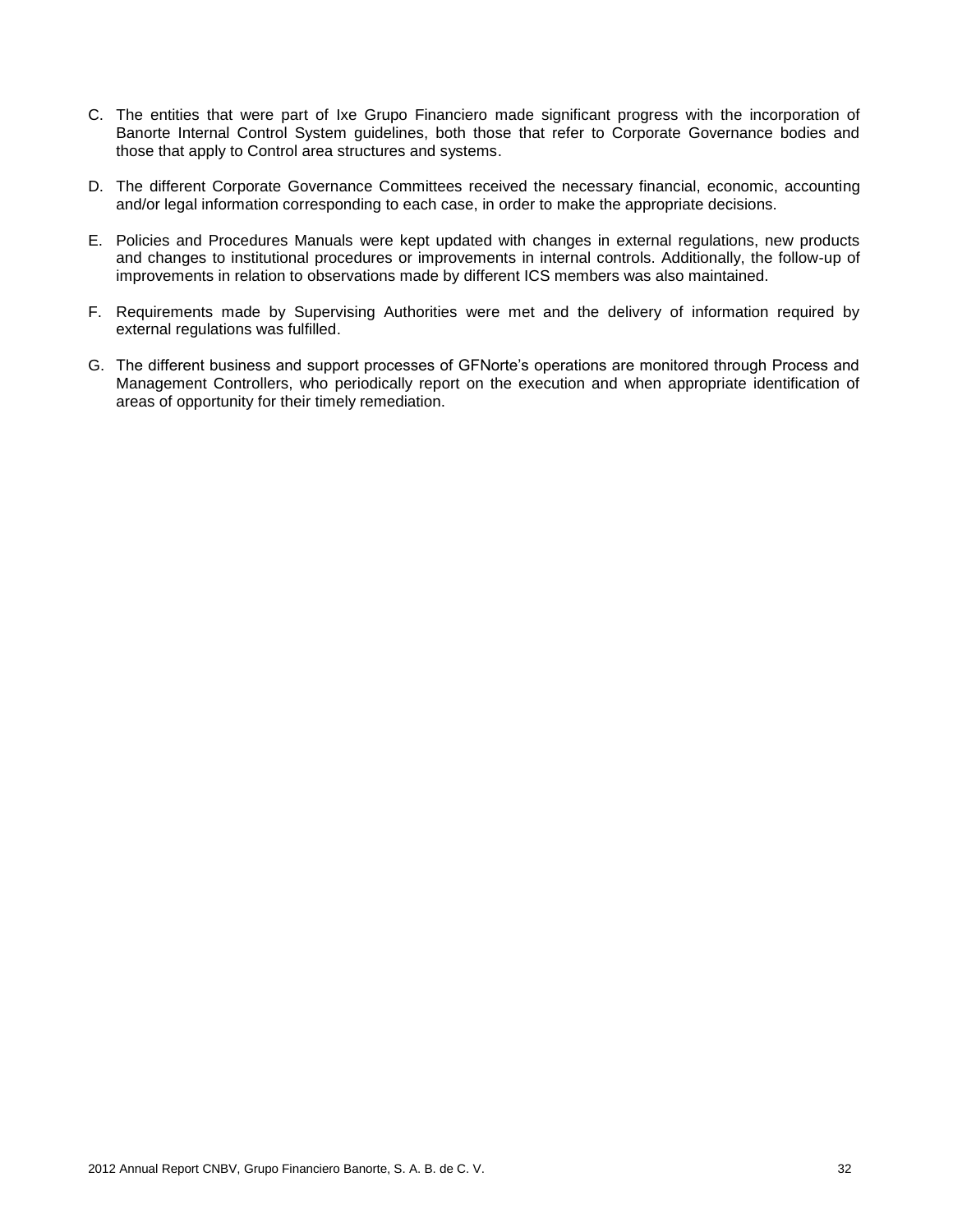C. The entities that were part of Ixe Grupo Financiero made significant progress with the incorporation of Banorte Internal Control System guidelines, both those that refer to Corporate Governance bodies and those that apply to Control area structures and systems.

D. The different Corporate Governance Committees received the necessary financial, economic, accounting and/or legal information corresponding to each case, in order to make the appropriate decisions.

E. Policies and Procedures Manuals were kept updated with changes in external regulations, new products and changes to institutional procedures or improvements in internal controls. Additionally, the follow-up of improvements in relation to observations made by different ICS members was also maintained.

F. Requirements made by Supervising Authorities were met and the delivery of information required by external regulations was fulfilled.

G. The different business and support processes of GFNorte's operations are monitored through Process and Management Controllers, who periodically report on the execution and when appropriate identification of areas of opportunity for their timely remediation.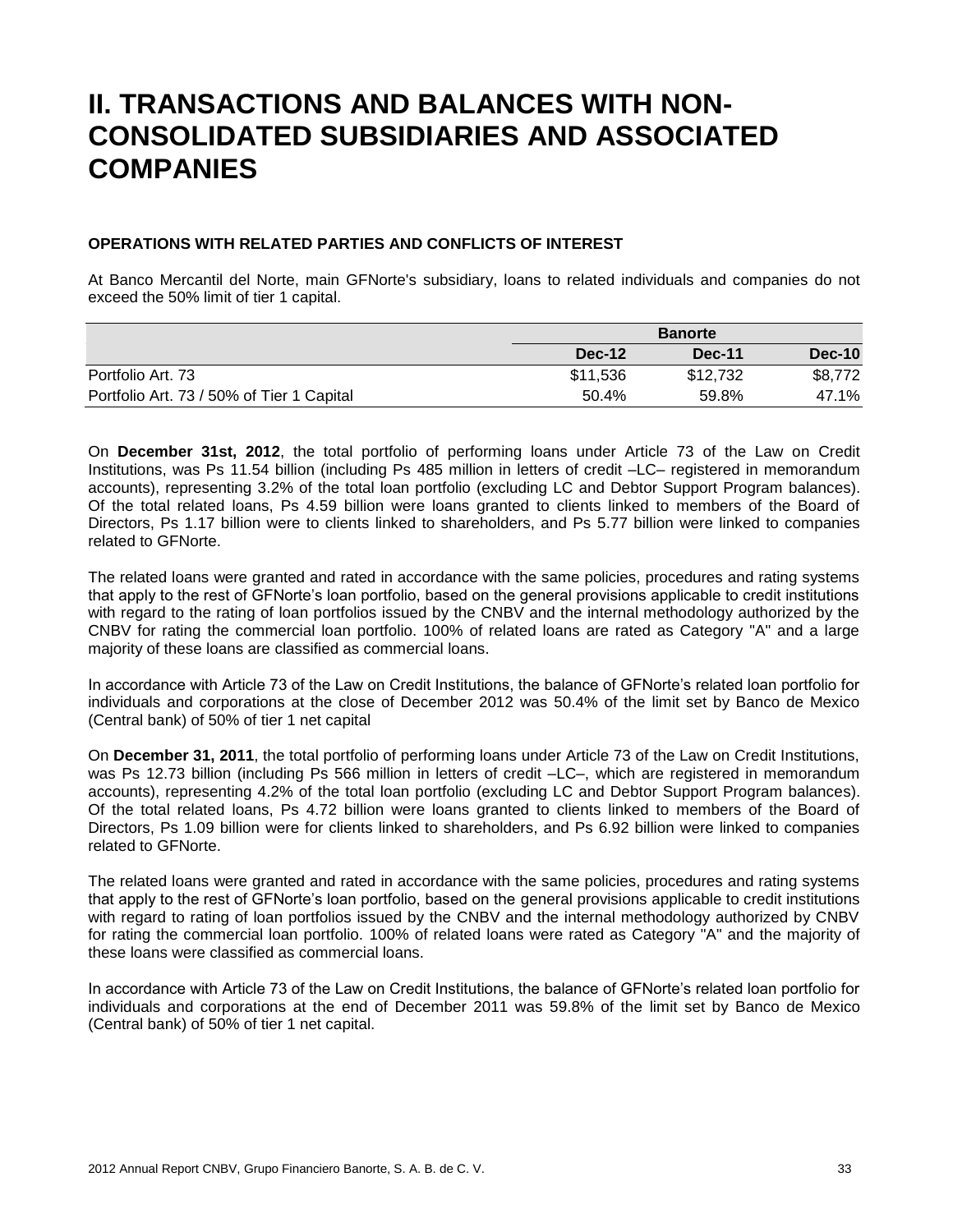# II. TRANSACTIONS AND BALANCES WITH NON-CONSOLIDATED SUBSIDIARIES AND ASSOCIATED COMPANIES

### OPERATIONS WITH RELATED PARTIES AND CONFLICTS OF INTEREST

At Banco Mercantil del Norte, main GFNorte's subsidiary, loans to related individuals and companies do not exceed the 50% limit of tier 1 capital.

| | Banorte | | |
|---|---|---|---|
| | **Dec-12** | **Dec-11** | **Dec-10** |
| Portfolio Art. 73 | $11,536 | $12,732 | $8,772 |
| Portfolio Art. 73 / 50% of Tier 1 Capital | 50.4% | 59.8% | 47.1% |

On **December 31st, 2012**, the total portfolio of performing loans under Article 73 of the Law on Credit Institutions, was Ps 11.54 billion (including Ps 485 million in letters of credit –LC– registered in memorandum accounts), representing 3.2% of the total loan portfolio (excluding LC and Debtor Support Program balances). Of the total related loans, Ps 4.59 billion were loans granted to clients linked to members of the Board of Directors, Ps 1.17 billion were to clients linked to shareholders, and Ps 5.77 billion were linked to companies related to GFNorte.

The related loans were granted and rated in accordance with the same policies, procedures and rating systems that apply to the rest of GFNorte's loan portfolio, based on the general provisions applicable to credit institutions with regard to the rating of loan portfolios issued by the CNBV and the internal methodology authorized by the CNBV for rating the commercial loan portfolio. 100% of related loans are rated as Category "A" and a large majority of these loans are classified as commercial loans.

In accordance with Article 73 of the Law on Credit Institutions, the balance of GFNorte's related loan portfolio for individuals and corporations at the close of December 2012 was 50.4% of the limit set by Banco de Mexico (Central bank) of 50% of tier 1 net capital

On **December 31, 2011**, the total portfolio of performing loans under Article 73 of the Law on Credit Institutions, was Ps 12.73 billion (including Ps 566 million in letters of credit –LC–, which are registered in memorandum accounts), representing 4.2% of the total loan portfolio (excluding LC and Debtor Support Program balances). Of the total related loans, Ps 4.72 billion were loans granted to clients linked to members of the Board of Directors, Ps 1.09 billion were for clients linked to shareholders, and Ps 6.92 billion were linked to companies related to GFNorte.

The related loans were granted and rated in accordance with the same policies, procedures and rating systems that apply to the rest of GFNorte's loan portfolio, based on the general provisions applicable to credit institutions with regard to rating of loan portfolios issued by the CNBV and the internal methodology authorized by CNBV for rating the commercial loan portfolio. 100% of related loans were rated as Category "A" and the majority of these loans were classified as commercial loans.

In accordance with Article 73 of the Law on Credit Institutions, the balance of GFNorte's related loan portfolio for individuals and corporations at the end of December 2011 was 59.8% of the limit set by Banco de Mexico (Central bank) of 50% of tier 1 net capital.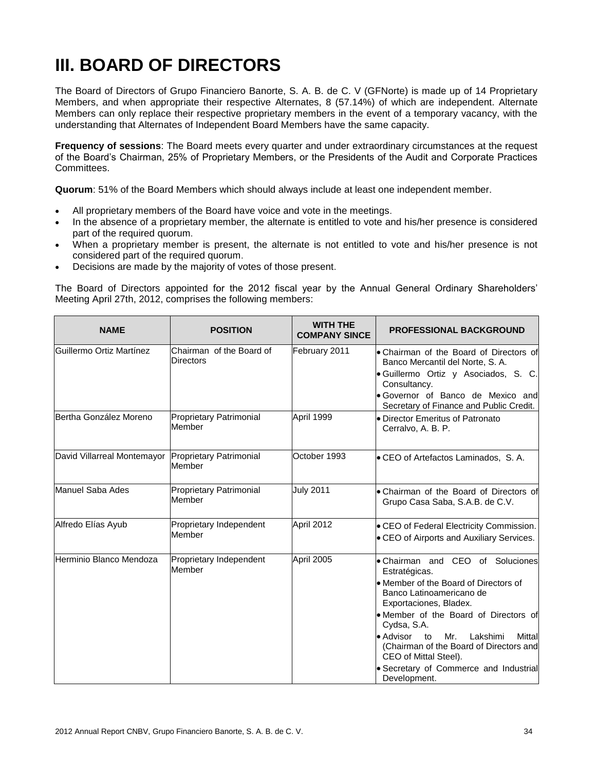# III. BOARD OF DIRECTORS

The Board of Directors of Grupo Financiero Banorte, S. A. B. de C. V (GFNorte) is made up of 14 Proprietary Members, and when appropriate their respective Alternates, 8 (57.14%) of which are independent. Alternate Members can only replace their respective proprietary members in the event of a temporary vacancy, with the understanding that Alternates of Independent Board Members have the same capacity.

**Frequency of sessions**: The Board meets every quarter and under extraordinary circumstances at the request of the Board's Chairman, 25% of Proprietary Members, or the Presidents of the Audit and Corporate Practices Committees.

**Quorum**: 51% of the Board Members which should always include at least one independent member.

- All proprietary members of the Board have voice and vote in the meetings.
- In the absence of a proprietary member, the alternate is entitled to vote and his/her presence is considered part of the required quorum.
- When a proprietary member is present, the alternate is not entitled to vote and his/her presence is not considered part of the required quorum.
- Decisions are made by the majority of votes of those present.

The Board of Directors appointed for the 2012 fiscal year by the Annual General Ordinary Shareholders' Meeting April 27th, 2012, comprises the following members:

| NAME | POSITION | WITH THE COMPANY SINCE | PROFESSIONAL BACKGROUND |
|---|---|---|---|
| Guillermo Ortiz Martínez | Chairman of the Board of Directors | February 2011 | • Chairman of the Board of Directors of Banco Mercantil del Norte, S. A.<br>• Guillermo Ortiz y Asociados, S. C. Consultancy.<br>• Governor of Banco de Mexico and Secretary of Finance and Public Credit. |
| Bertha González Moreno | Proprietary Patrimonial Member | April 1999 | • Director Emeritus of Patronato Cerralvo, A. B. P. |
| David Villarreal Montemayor | Proprietary Patrimonial Member | October 1993 | • CEO of Artefactos Laminados, S. A. |
| Manuel Saba Ades | Proprietary Patrimonial Member | July 2011 | • Chairman of the Board of Directors of Grupo Casa Saba, S.A.B. de C.V. |
| Alfredo Elías Ayub | Proprietary Independent Member | April 2012 | • CEO of Federal Electricity Commission.<br>• CEO of Airports and Auxiliary Services. |
| Herminio Blanco Mendoza | Proprietary Independent Member | April 2005 | • Chairman and CEO of Soluciones Estratégicas.<br>• Member of the Board of Directors of Banco Latinoamericano de Exportaciones, Bladex.<br>• Member of the Board of Directors of Cydsa, S.A.<br>• Advisor to Mr. Lakshimi Mittal (Chairman of the Board of Directors and CEO of Mittal Steel).<br>• Secretary of Commerce and Industrial Development. |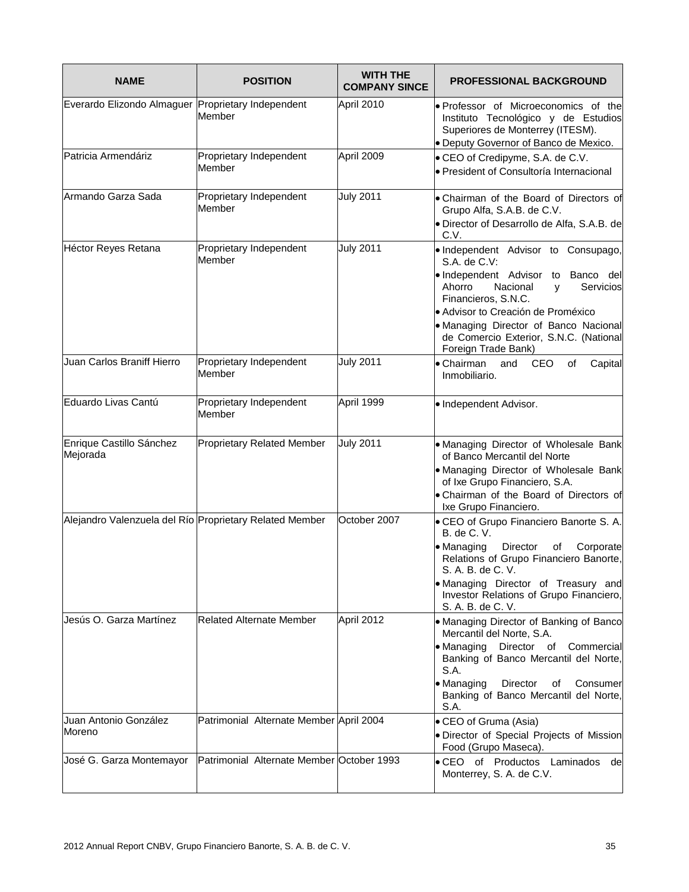| NAME | POSITION | WITH THE COMPANY SINCE | PROFESSIONAL BACKGROUND |
|---|---|---|---|
| Everardo Elizondo Almaguer | Proprietary Independent Member | April 2010 | • Professor of Microeconomics of the Instituto Tecnológico y de Estudios Superiores de Monterrey (ITESM).<br>• Deputy Governor of Banco de Mexico. |
| Patricia Armendáriz | Proprietary Independent Member | April 2009 | • CEO of Credipyme, S.A. de C.V.<br>• President of Consultoría Internacional |
| Armando Garza Sada | Proprietary Independent Member | July 2011 | • Chairman of the Board of Directors of Grupo Alfa, S.A.B. de C.V.<br>• Director of Desarrollo de Alfa, S.A.B. de C.V. |
| Héctor Reyes Retana | Proprietary Independent Member | July 2011 | • Independent Advisor to Consupago, S.A. de C.V:<br>• Independent Advisor to Banco del Ahorro Nacional y Servicios Financieros, S.N.C.<br>• Advisor to Creación de Proméxico<br>• Managing Director of Banco Nacional de Comercio Exterior, S.N.C. (National Foreign Trade Bank) |
| Juan Carlos Braniff Hierro | Proprietary Independent Member | July 2011 | • Chairman and CEO of Capital Inmobiliario. |
| Eduardo Livas Cantú | Proprietary Independent Member | April 1999 | • Independent Advisor. |
| Enrique Castillo Sánchez Mejorada | Proprietary Related Member | July 2011 | • Managing Director of Wholesale Bank of Banco Mercantil del Norte<br>• Managing Director of Wholesale Bank of Ixe Grupo Financiero, S.A.<br>• Chairman of the Board of Directors of Ixe Grupo Financiero. |
| Alejandro Valenzuela del Río | Proprietary Related Member | October 2007 | • CEO of Grupo Financiero Banorte S. A. B. de C. V.<br>• Managing Director of Corporate Relations of Grupo Financiero Banorte, S. A. B. de C. V.<br>• Managing Director of Treasury and Investor Relations of Grupo Financiero, S. A. B. de C. V. |
| Jesús O. Garza Martínez | Related Alternate Member | April 2012 | • Managing Director of Banking of Banco Mercantil del Norte, S.A.<br>• Managing Director of Commercial Banking of Banco Mercantil del Norte, S.A.<br>• Managing Director of Consumer Banking of Banco Mercantil del Norte, S.A. |
| Juan Antonio González Moreno | Patrimonial Alternate Member | April 2004 | • CEO of Gruma (Asia)<br>• Director of Special Projects of Mission Food (Grupo Maseca). |
| José G. Garza Montemayor | Patrimonial Alternate Member | October 1993 | • CEO of Productos Laminados de Monterrey, S. A. de C.V. |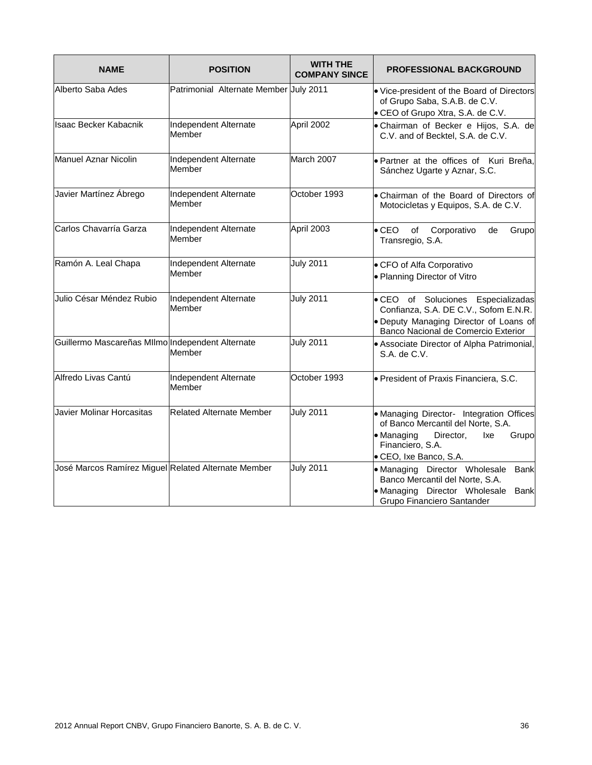| NAME | POSITION | WITH THE COMPANY SINCE | PROFESSIONAL BACKGROUND |
|---|---|---|---|
| Alberto Saba Ades | Patrimonial Alternate Member | July 2011 | • Vice-president of the Board of Directors of Grupo Saba, S.A.B. de C.V.<br>• CEO of Grupo Xtra, S.A. de C.V. |
| Isaac Becker Kabacnik | Independent Alternate Member | April 2002 | • Chairman of Becker e Hijos, S.A. de C.V. and of Becktel, S.A. de C.V. |
| Manuel Aznar Nicolin | Independent Alternate Member | March 2007 | • Partner at the offices of Kuri Breña, Sánchez Ugarte y Aznar, S.C. |
| Javier Martínez Ábrego | Independent Alternate Member | October 1993 | • Chairman of the Board of Directors of Motocicletas y Equipos, S.A. de C.V. |
| Carlos Chavarría Garza | Independent Alternate Member | April 2003 | • CEO of Corporativo de Grupo Transregio, S.A. |
| Ramón A. Leal Chapa | Independent Alternate Member | July 2011 | • CFO of Alfa Corporativo<br>• Planning Director of Vitro |
| Julio César Méndez Rubio | Independent Alternate Member | July 2011 | • CEO of Soluciones Especializadas Confianza, S.A. DE C.V., Sofom E.N.R.<br>• Deputy Managing Director of Loans of Banco Nacional de Comercio Exterior |
| Guillermo Mascareñas MIlmo | Independent Alternate Member | July 2011 | • Associate Director of Alpha Patrimonial, S.A. de C.V. |
| Alfredo Livas Cantú | Independent Alternate Member | October 1993 | • President of Praxis Financiera, S.C. |
| Javier Molinar Horcasitas | Related Alternate Member | July 2011 | • Managing Director- Integration Offices of Banco Mercantil del Norte, S.A.<br>• Managing Director, Ixe Grupo Financiero, S.A.<br>• CEO, Ixe Banco, S.A. |
| José Marcos Ramírez Miguel | Related Alternate Member | July 2011 | • Managing Director Wholesale Bank Banco Mercantil del Norte, S.A.<br>• Managing Director Wholesale Bank Grupo Financiero Santander |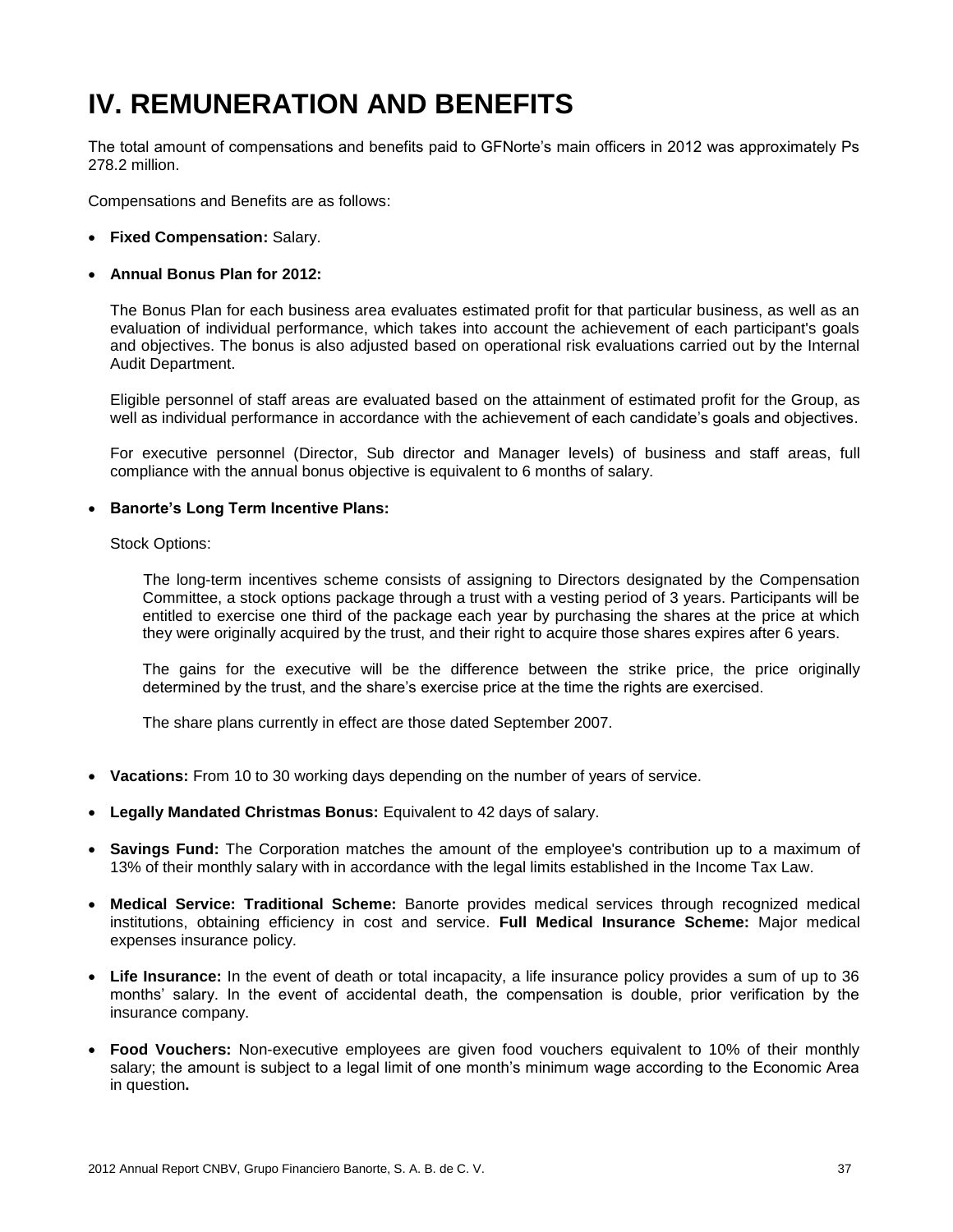# IV. REMUNERATION AND BENEFITS

The total amount of compensations and benefits paid to GFNorte's main officers in 2012 was approximately Ps 278.2 million.

Compensations and Benefits are as follows:

- **Fixed Compensation:** Salary.

- **Annual Bonus Plan for 2012:**

  The Bonus Plan for each business area evaluates estimated profit for that particular business, as well as an evaluation of individual performance, which takes into account the achievement of each participant's goals and objectives. The bonus is also adjusted based on operational risk evaluations carried out by the Internal Audit Department.

  Eligible personnel of staff areas are evaluated based on the attainment of estimated profit for the Group, as well as individual performance in accordance with the achievement of each candidate's goals and objectives.

  For executive personnel (Director, Sub director and Manager levels) of business and staff areas, full compliance with the annual bonus objective is equivalent to 6 months of salary.

- **Banorte's Long Term Incentive Plans:**

  Stock Options:

  The long-term incentives scheme consists of assigning to Directors designated by the Compensation Committee, a stock options package through a trust with a vesting period of 3 years. Participants will be entitled to exercise one third of the package each year by purchasing the shares at the price at which they were originally acquired by the trust, and their right to acquire those shares expires after 6 years.

  The gains for the executive will be the difference between the strike price, the price originally determined by the trust, and the share's exercise price at the time the rights are exercised.

  The share plans currently in effect are those dated September 2007.

- **Vacations:** From 10 to 30 working days depending on the number of years of service.

- **Legally Mandated Christmas Bonus:** Equivalent to 42 days of salary.

- **Savings Fund:** The Corporation matches the amount of the employee's contribution up to a maximum of 13% of their monthly salary with in accordance with the legal limits established in the Income Tax Law.

- **Medical Service: Traditional Scheme:** Banorte provides medical services through recognized medical institutions, obtaining efficiency in cost and service. **Full Medical Insurance Scheme:** Major medical expenses insurance policy.

- **Life Insurance:** In the event of death or total incapacity, a life insurance policy provides a sum of up to 36 months' salary. In the event of accidental death, the compensation is double, prior verification by the insurance company.

- **Food Vouchers:** Non-executive employees are given food vouchers equivalent to 10% of their monthly salary; the amount is subject to a legal limit of one month's minimum wage according to the Economic Area in question**.**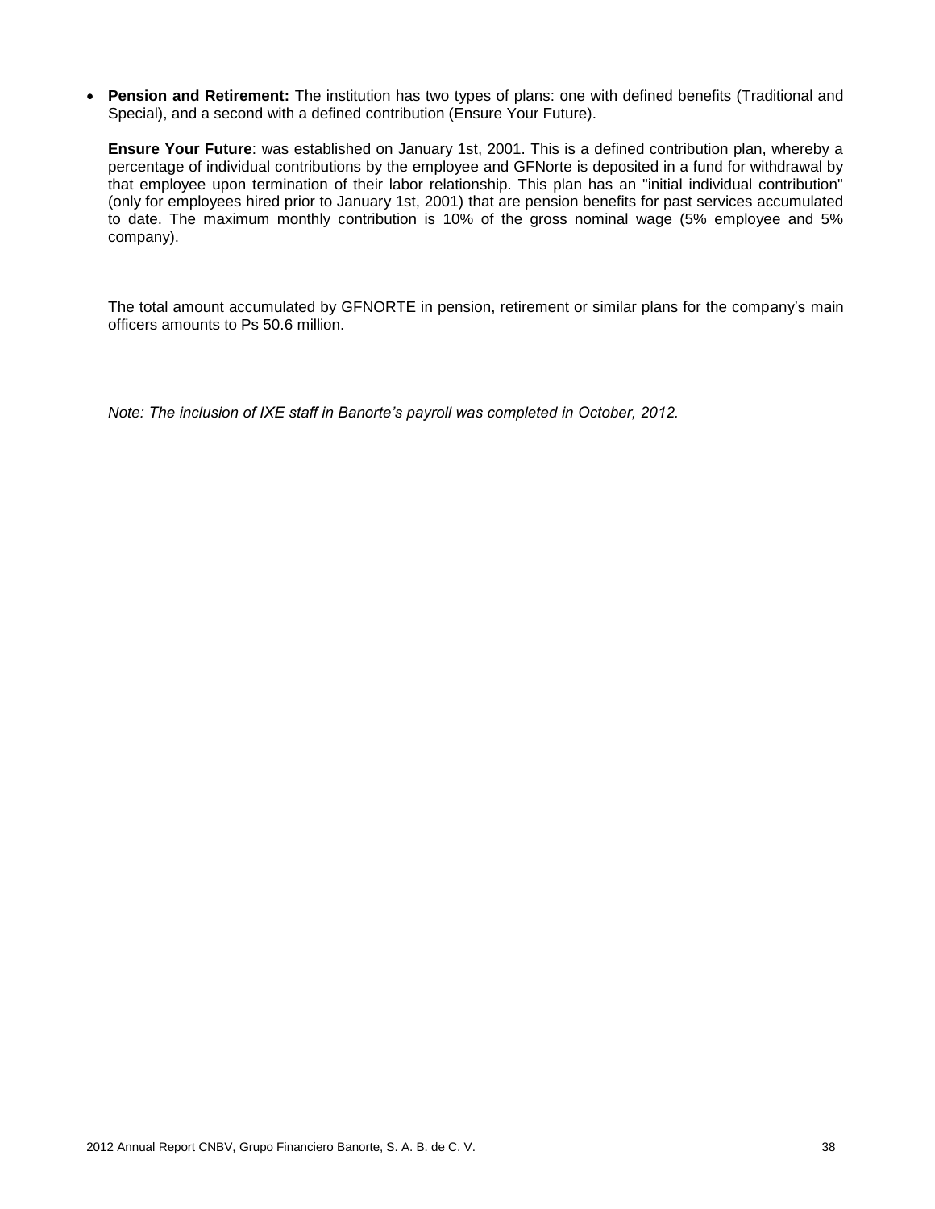- **Pension and Retirement:** The institution has two types of plans: one with defined benefits (Traditional and Special), and a second with a defined contribution (Ensure Your Future).

  **Ensure Your Future**: was established on January 1st, 2001. This is a defined contribution plan, whereby a percentage of individual contributions by the employee and GFNorte is deposited in a fund for withdrawal by that employee upon termination of their labor relationship. This plan has an "initial individual contribution" (only for employees hired prior to January 1st, 2001) that are pension benefits for past services accumulated to date. The maximum monthly contribution is 10% of the gross nominal wage (5% employee and 5% company).

  The total amount accumulated by GFNORTE in pension, retirement or similar plans for the company's main officers amounts to Ps 50.6 million.

  *Note: The inclusion of IXE staff in Banorte's payroll was completed in October, 2012.*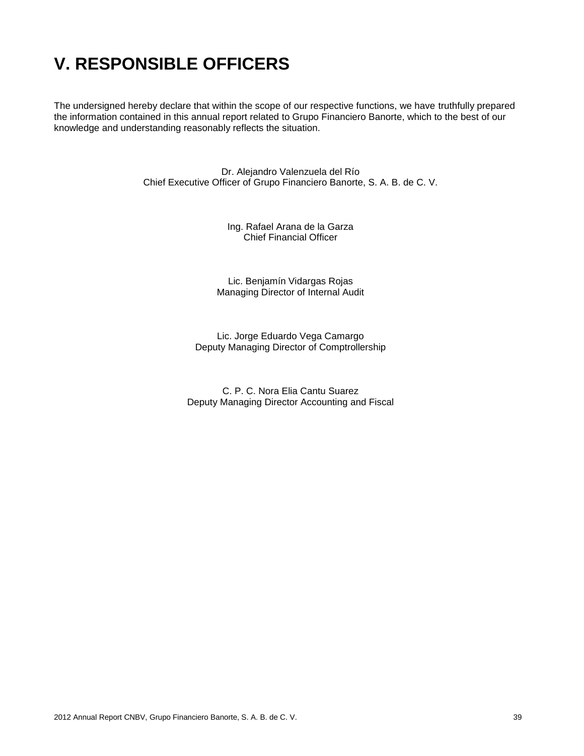# V. RESPONSIBLE OFFICERS

The undersigned hereby declare that within the scope of our respective functions, we have truthfully prepared the information contained in this annual report related to Grupo Financiero Banorte, which to the best of our knowledge and understanding reasonably reflects the situation.

Dr. Alejandro Valenzuela del Río
Chief Executive Officer of Grupo Financiero Banorte, S. A. B. de C. V.

Ing. Rafael Arana de la Garza
Chief Financial Officer

Lic. Benjamín Vidargas Rojas
Managing Director of Internal Audit

Lic. Jorge Eduardo Vega Camargo
Deputy Managing Director of Comptrollership

C. P. C. Nora Elia Cantu Suarez
Deputy Managing Director Accounting and Fiscal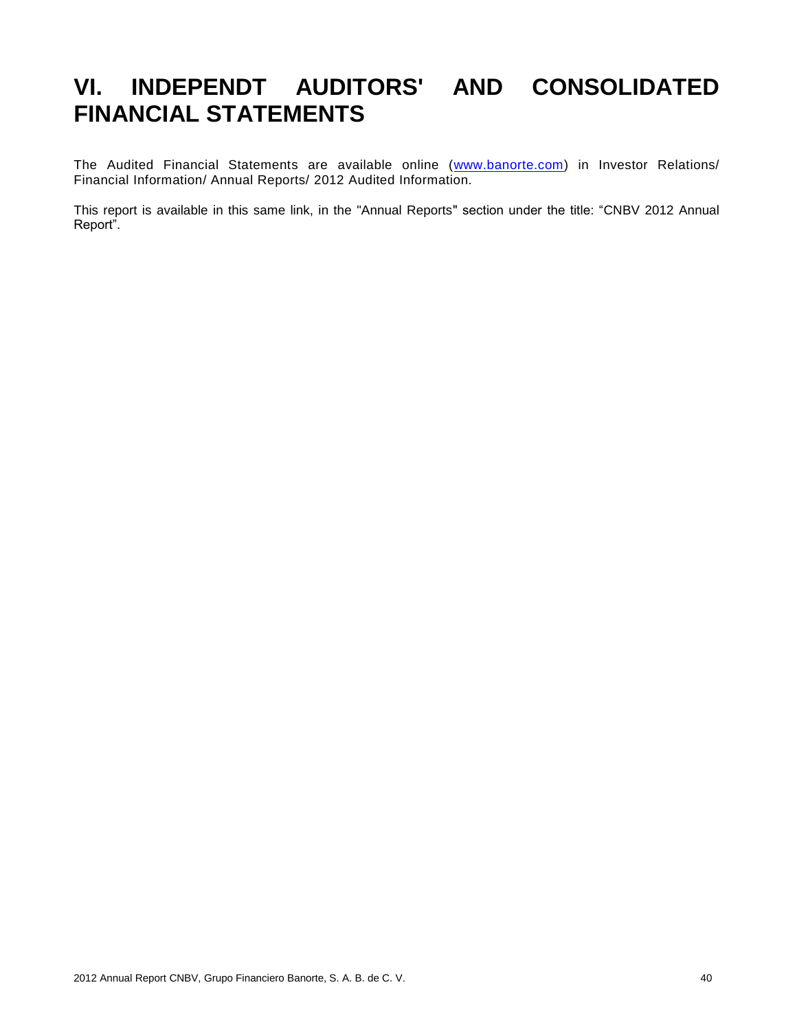# VI. INDEPENDT AUDITORS' AND CONSOLIDATED FINANCIAL STATEMENTS

The Audited Financial Statements are available online (www.banorte.com) in Investor Relations/ Financial Information/ Annual Reports/ 2012 Audited Information.

This report is available in this same link, in the "Annual Reports" section under the title: "CNBV 2012 Annual Report".